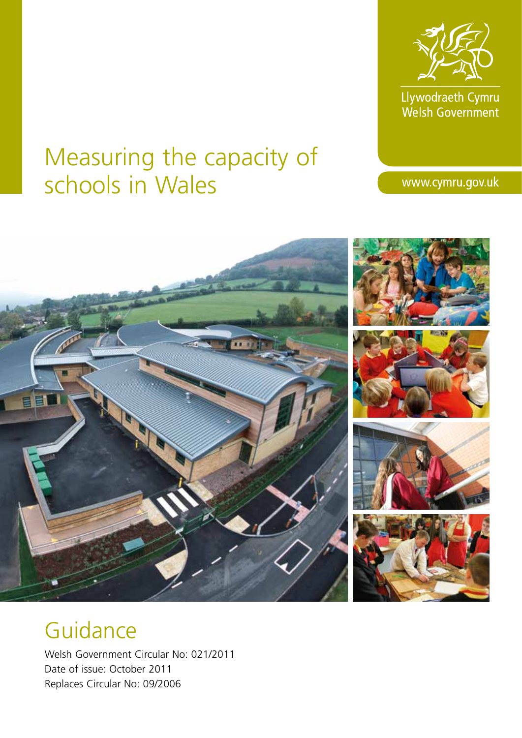Llywodraeth Cymru
Welsh Government

# Measuring the capacity of schools in Wales

www.cymru.gov.uk

## Guidance

Welsh Government Circular No: 021/2011
Date of issue: October 2011
Replaces Circular No: 09/2006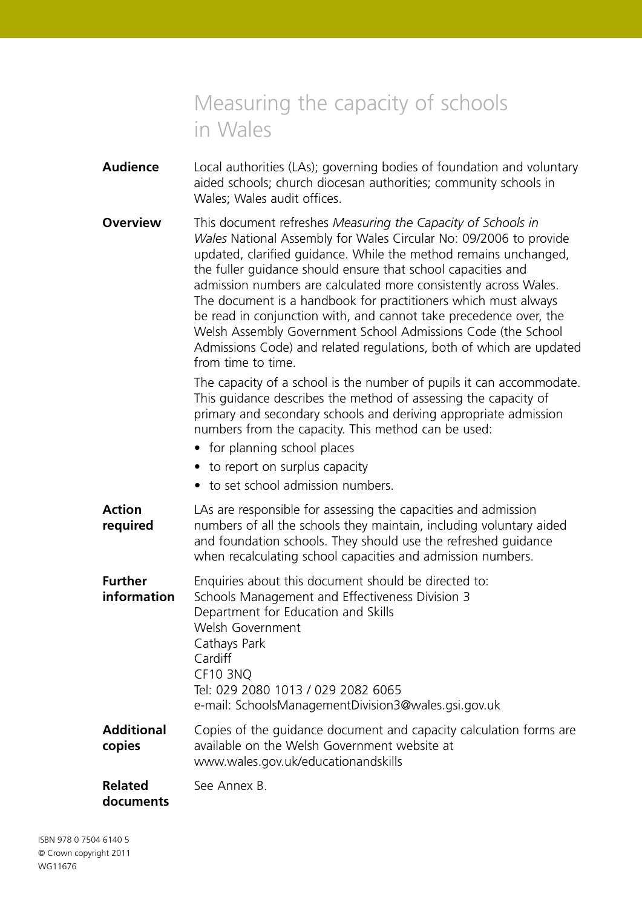# Measuring the capacity of schools in Wales

**Audience** Local authorities (LAs); governing bodies of foundation and voluntary aided schools; church diocesan authorities; community schools in Wales; Wales audit offices.

**Overview** This document refreshes *Measuring the Capacity of Schools in Wales* National Assembly for Wales Circular No: 09/2006 to provide updated, clarified guidance. While the method remains unchanged, the fuller guidance should ensure that school capacities and admission numbers are calculated more consistently across Wales. The document is a handbook for practitioners which must always be read in conjunction with, and cannot take precedence over, the Welsh Assembly Government School Admissions Code (the School Admissions Code) and related regulations, both of which are updated from time to time.

The capacity of a school is the number of pupils it can accommodate. This guidance describes the method of assessing the capacity of primary and secondary schools and deriving appropriate admission numbers from the capacity. This method can be used:

- for planning school places
- to report on surplus capacity
- to set school admission numbers.

**Action required** LAs are responsible for assessing the capacities and admission numbers of all the schools they maintain, including voluntary aided and foundation schools. They should use the refreshed guidance when recalculating school capacities and admission numbers.

**Further information** Enquiries about this document should be directed to:
Schools Management and Effectiveness Division 3
Department for Education and Skills
Welsh Government
Cathays Park
Cardiff
CF10 3NQ
Tel: 029 2080 1013 / 029 2082 6065
e-mail: SchoolsManagementDivision3@wales.gsi.gov.uk

**Additional copies** Copies of the guidance document and capacity calculation forms are available on the Welsh Government website at www.wales.gov.uk/educationandskills

**Related documents** See Annex B.

ISBN 978 0 7504 6140 5
© Crown copyright 2011
WG11676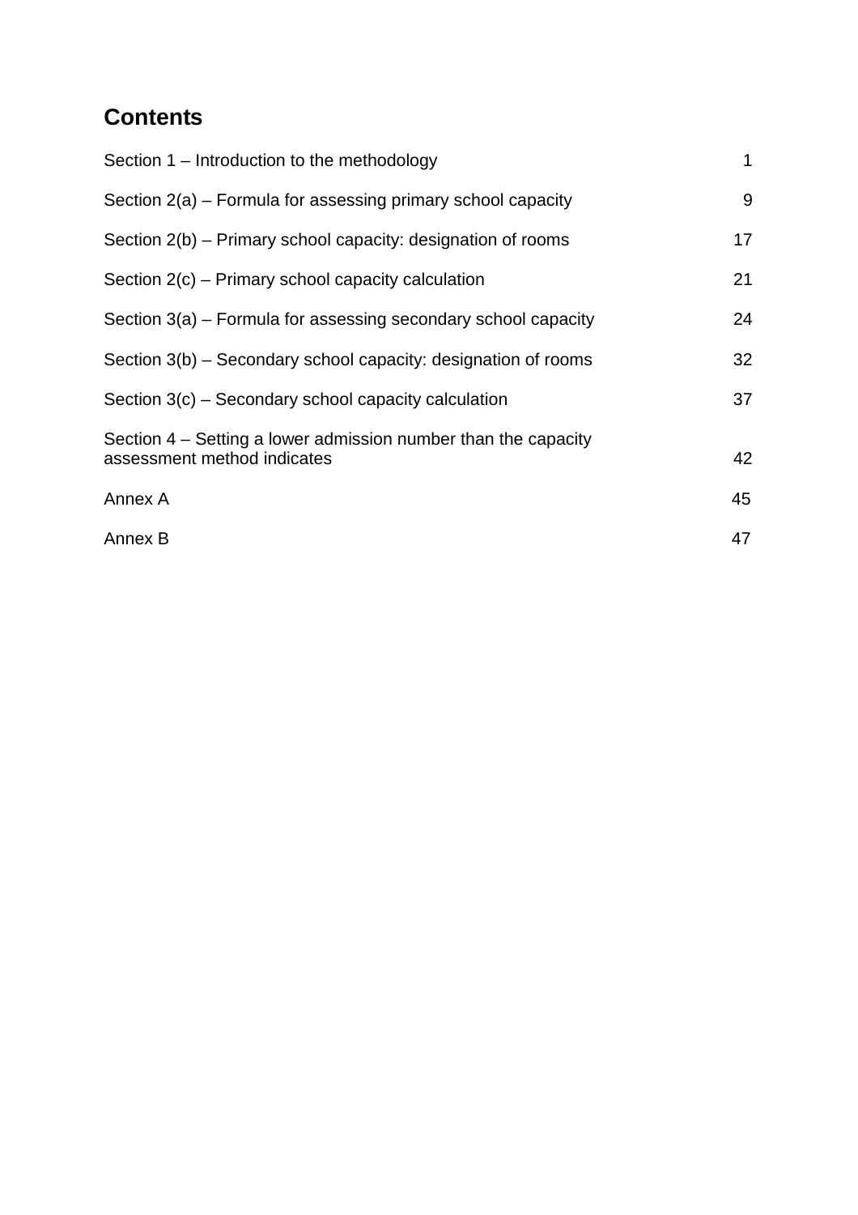## Contents

| | |
|---|---|
| Section 1 – Introduction to the methodology | 1 |
| Section 2(a) – Formula for assessing primary school capacity | 9 |
| Section 2(b) – Primary school capacity: designation of rooms | 17 |
| Section 2(c) – Primary school capacity calculation | 21 |
| Section 3(a) – Formula for assessing secondary school capacity | 24 |
| Section 3(b) – Secondary school capacity: designation of rooms | 32 |
| Section 3(c) – Secondary school capacity calculation | 37 |
| Section 4 – Setting a lower admission number than the capacity assessment method indicates | 42 |
| Annex A | 45 |
| Annex B | 47 |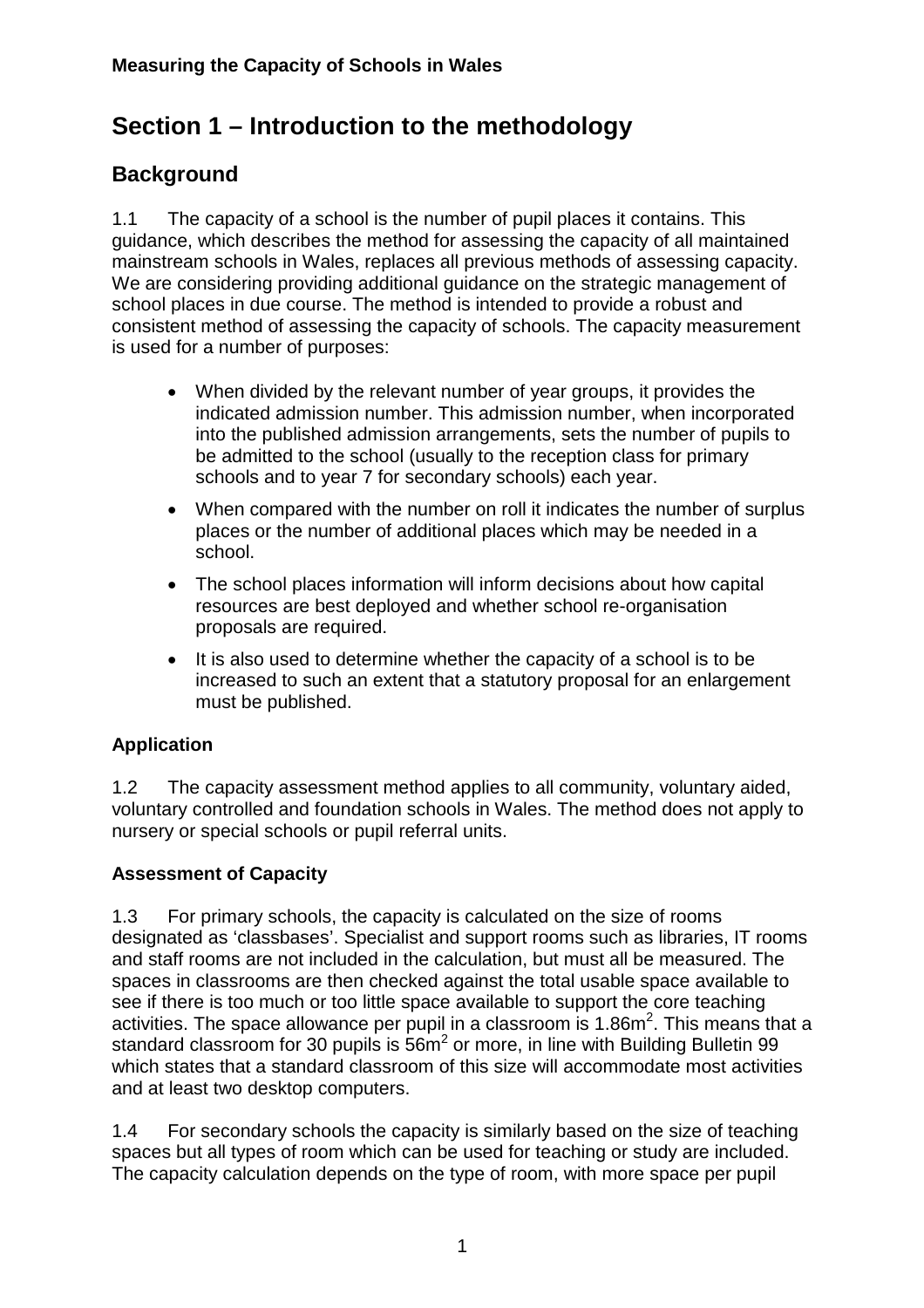# Section 1 – Introduction to the methodology

## Background

1.1 The capacity of a school is the number of pupil places it contains. This guidance, which describes the method for assessing the capacity of all maintained mainstream schools in Wales, replaces all previous methods of assessing capacity. We are considering providing additional guidance on the strategic management of school places in due course. The method is intended to provide a robust and consistent method of assessing the capacity of schools. The capacity measurement is used for a number of purposes:

- When divided by the relevant number of year groups, it provides the indicated admission number. This admission number, when incorporated into the published admission arrangements, sets the number of pupils to be admitted to the school (usually to the reception class for primary schools and to year 7 for secondary schools) each year.
- When compared with the number on roll it indicates the number of surplus places or the number of additional places which may be needed in a school.
- The school places information will inform decisions about how capital resources are best deployed and whether school re-organisation proposals are required.
- It is also used to determine whether the capacity of a school is to be increased to such an extent that a statutory proposal for an enlargement must be published.

### Application

1.2 The capacity assessment method applies to all community, voluntary aided, voluntary controlled and foundation schools in Wales. The method does not apply to nursery or special schools or pupil referral units.

### Assessment of Capacity

1.3 For primary schools, the capacity is calculated on the size of rooms designated as 'classbases'. Specialist and support rooms such as libraries, IT rooms and staff rooms are not included in the calculation, but must all be measured. The spaces in classrooms are then checked against the total usable space available to see if there is too much or too little space available to support the core teaching activities. The space allowance per pupil in a classroom is 1.86m$^2$. This means that a standard classroom for 30 pupils is 56m$^2$ or more, in line with Building Bulletin 99 which states that a standard classroom of this size will accommodate most activities and at least two desktop computers.

1.4 For secondary schools the capacity is similarly based on the size of teaching spaces but all types of room which can be used for teaching or study are included. The capacity calculation depends on the type of room, with more space per pupil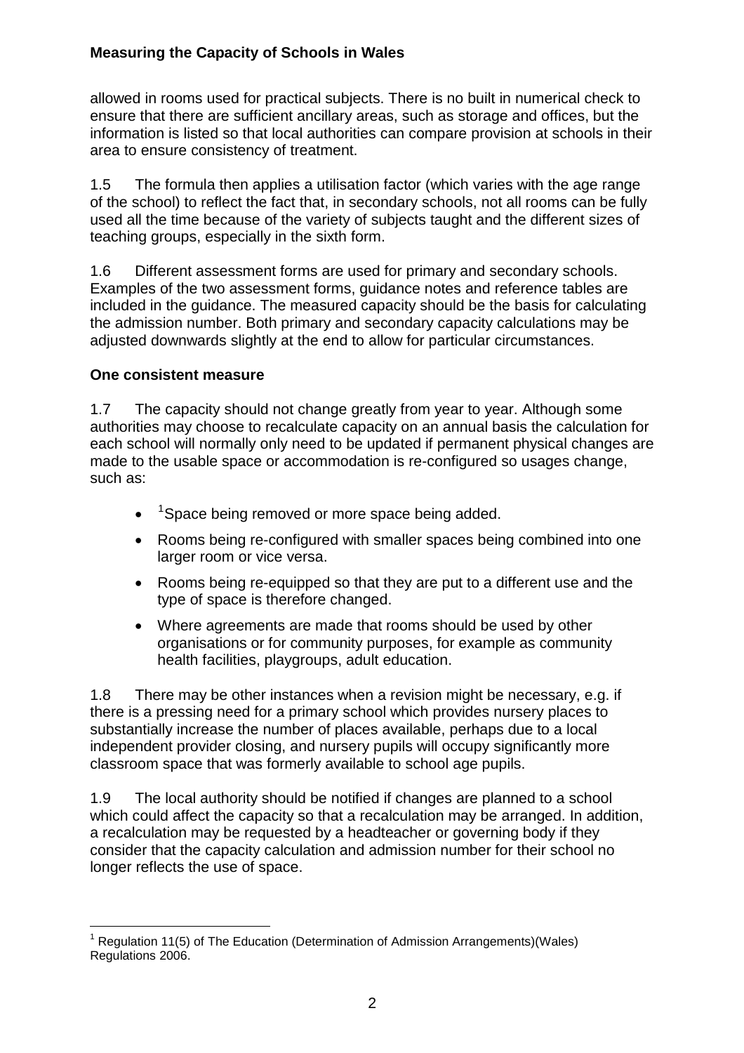allowed in rooms used for practical subjects. There is no built in numerical check to ensure that there are sufficient ancillary areas, such as storage and offices, but the information is listed so that local authorities can compare provision at schools in their area to ensure consistency of treatment.

1.5 The formula then applies a utilisation factor (which varies with the age range of the school) to reflect the fact that, in secondary schools, not all rooms can be fully used all the time because of the variety of subjects taught and the different sizes of teaching groups, especially in the sixth form.

1.6 Different assessment forms are used for primary and secondary schools. Examples of the two assessment forms, guidance notes and reference tables are included in the guidance. The measured capacity should be the basis for calculating the admission number. Both primary and secondary capacity calculations may be adjusted downwards slightly at the end to allow for particular circumstances.

**One consistent measure**

1.7 The capacity should not change greatly from year to year. Although some authorities may choose to recalculate capacity on an annual basis the calculation for each school will normally only need to be updated if permanent physical changes are made to the usable space or accommodation is re-configured so usages change, such as:

- [1]Space being removed or more space being added.
- Rooms being re-configured with smaller spaces being combined into one larger room or vice versa.
- Rooms being re-equipped so that they are put to a different use and the type of space is therefore changed.
- Where agreements are made that rooms should be used by other organisations or for community purposes, for example as community health facilities, playgroups, adult education.

1.8 There may be other instances when a revision might be necessary, e.g. if there is a pressing need for a primary school which provides nursery places to substantially increase the number of places available, perhaps due to a local independent provider closing, and nursery pupils will occupy significantly more classroom space that was formerly available to school age pupils.

1.9 The local authority should be notified if changes are planned to a school which could affect the capacity so that a recalculation may be arranged. In addition, a recalculation may be requested by a headteacher or governing body if they consider that the capacity calculation and admission number for their school no longer reflects the use of space.

[1] Regulation 11(5) of The Education (Determination of Admission Arrangements)(Wales) Regulations 2006.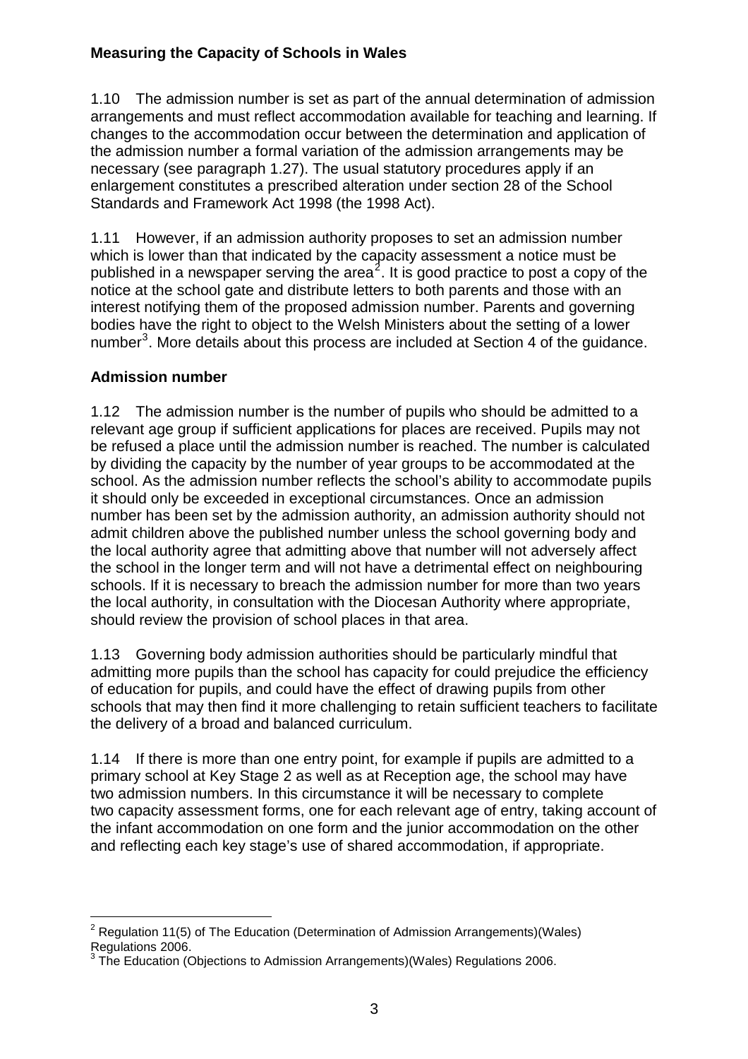**Measuring the Capacity of Schools in Wales**

1.10 The admission number is set as part of the annual determination of admission arrangements and must reflect accommodation available for teaching and learning. If changes to the accommodation occur between the determination and application of the admission number a formal variation of the admission arrangements may be necessary (see paragraph 1.27). The usual statutory procedures apply if an enlargement constitutes a prescribed alteration under section 28 of the School Standards and Framework Act 1998 (the 1998 Act).

1.11 However, if an admission authority proposes to set an admission number which is lower than that indicated by the capacity assessment a notice must be published in a newspaper serving the area[2]. It is good practice to post a copy of the notice at the school gate and distribute letters to both parents and those with an interest notifying them of the proposed admission number. Parents and governing bodies have the right to object to the Welsh Ministers about the setting of a lower number[3]. More details about this process are included at Section 4 of the guidance.

## Admission number

1.12 The admission number is the number of pupils who should be admitted to a relevant age group if sufficient applications for places are received. Pupils may not be refused a place until the admission number is reached. The number is calculated by dividing the capacity by the number of year groups to be accommodated at the school. As the admission number reflects the school's ability to accommodate pupils it should only be exceeded in exceptional circumstances. Once an admission number has been set by the admission authority, an admission authority should not admit children above the published number unless the school governing body and the local authority agree that admitting above that number will not adversely affect the school in the longer term and will not have a detrimental effect on neighbouring schools. If it is necessary to breach the admission number for more than two years the local authority, in consultation with the Diocesan Authority where appropriate, should review the provision of school places in that area.

1.13 Governing body admission authorities should be particularly mindful that admitting more pupils than the school has capacity for could prejudice the efficiency of education for pupils, and could have the effect of drawing pupils from other schools that may then find it more challenging to retain sufficient teachers to facilitate the delivery of a broad and balanced curriculum.

1.14 If there is more than one entry point, for example if pupils are admitted to a primary school at Key Stage 2 as well as at Reception age, the school may have two admission numbers. In this circumstance it will be necessary to complete two capacity assessment forms, one for each relevant age of entry, taking account of the infant accommodation on one form and the junior accommodation on the other and reflecting each key stage's use of shared accommodation, if appropriate.

---

[2] Regulation 11(5) of The Education (Determination of Admission Arrangements)(Wales) Regulations 2006.

[3] The Education (Objections to Admission Arrangements)(Wales) Regulations 2006.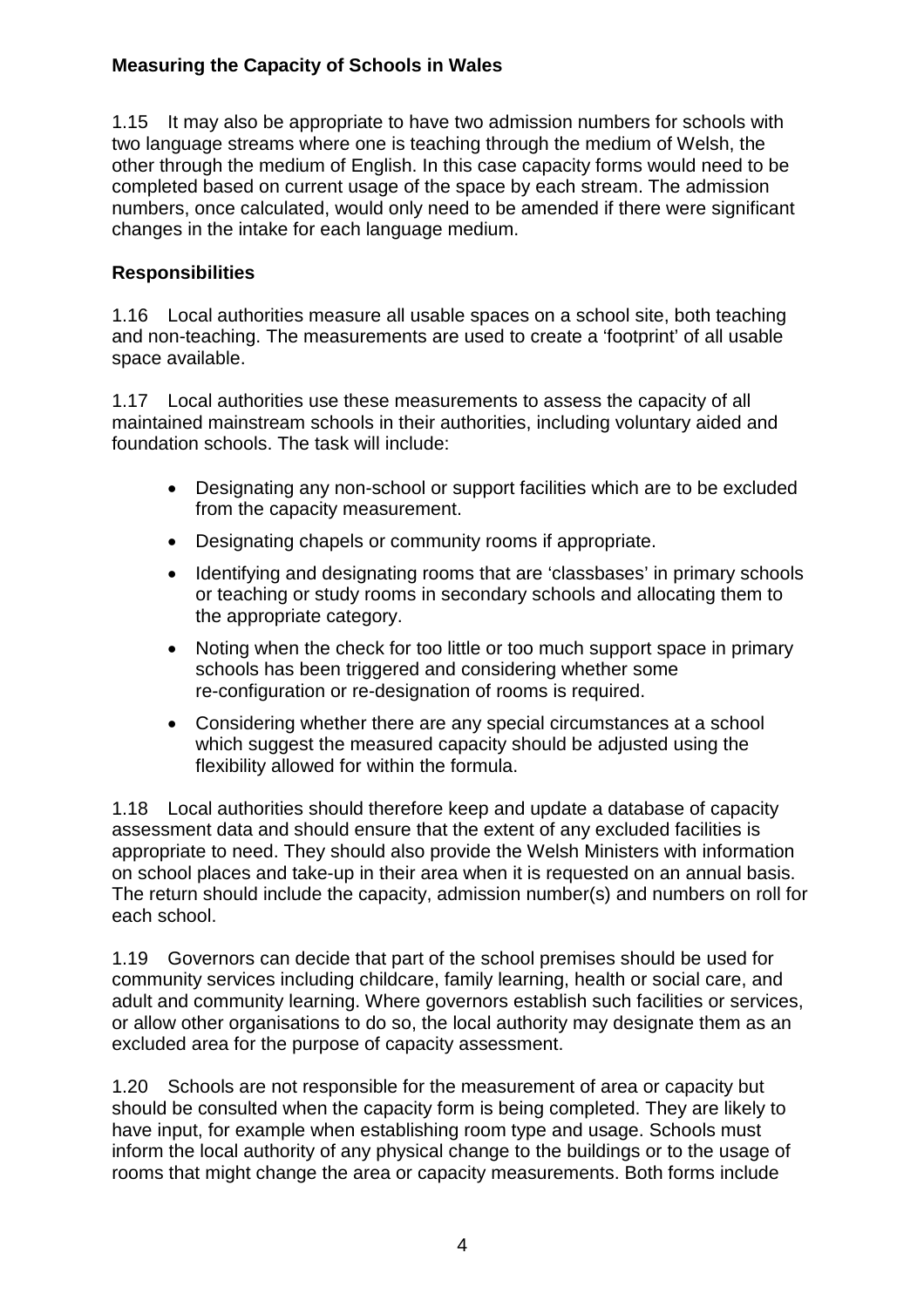1.15 It may also be appropriate to have two admission numbers for schools with two language streams where one is teaching through the medium of Welsh, the other through the medium of English. In this case capacity forms would need to be completed based on current usage of the space by each stream. The admission numbers, once calculated, would only need to be amended if there were significant changes in the intake for each language medium.

## Responsibilities

1.16 Local authorities measure all usable spaces on a school site, both teaching and non-teaching. The measurements are used to create a 'footprint' of all usable space available.

1.17 Local authorities use these measurements to assess the capacity of all maintained mainstream schools in their authorities, including voluntary aided and foundation schools. The task will include:

- Designating any non-school or support facilities which are to be excluded from the capacity measurement.
- Designating chapels or community rooms if appropriate.
- Identifying and designating rooms that are 'classbases' in primary schools or teaching or study rooms in secondary schools and allocating them to the appropriate category.
- Noting when the check for too little or too much support space in primary schools has been triggered and considering whether some re-configuration or re-designation of rooms is required.
- Considering whether there are any special circumstances at a school which suggest the measured capacity should be adjusted using the flexibility allowed for within the formula.

1.18 Local authorities should therefore keep and update a database of capacity assessment data and should ensure that the extent of any excluded facilities is appropriate to need. They should also provide the Welsh Ministers with information on school places and take-up in their area when it is requested on an annual basis. The return should include the capacity, admission number(s) and numbers on roll for each school.

1.19 Governors can decide that part of the school premises should be used for community services including childcare, family learning, health or social care, and adult and community learning. Where governors establish such facilities or services, or allow other organisations to do so, the local authority may designate them as an excluded area for the purpose of capacity assessment.

1.20 Schools are not responsible for the measurement of area or capacity but should be consulted when the capacity form is being completed. They are likely to have input, for example when establishing room type and usage. Schools must inform the local authority of any physical change to the buildings or to the usage of rooms that might change the area or capacity measurements. Both forms include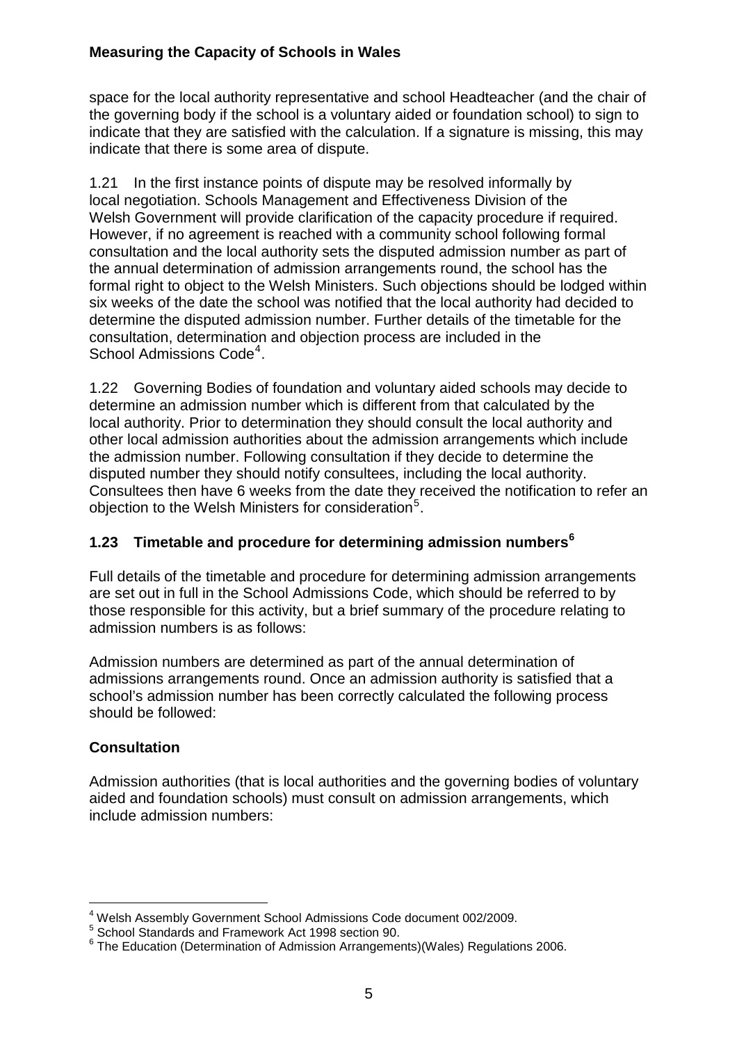space for the local authority representative and school Headteacher (and the chair of the governing body if the school is a voluntary aided or foundation school) to sign to indicate that they are satisfied with the calculation. If a signature is missing, this may indicate that there is some area of dispute.

1.21 In the first instance points of dispute may be resolved informally by local negotiation. Schools Management and Effectiveness Division of the Welsh Government will provide clarification of the capacity procedure if required. However, if no agreement is reached with a community school following formal consultation and the local authority sets the disputed admission number as part of the annual determination of admission arrangements round, the school has the formal right to object to the Welsh Ministers. Such objections should be lodged within six weeks of the date the school was notified that the local authority had decided to determine the disputed admission number. Further details of the timetable for the consultation, determination and objection process are included in the School Admissions Code[4].

1.22 Governing Bodies of foundation and voluntary aided schools may decide to determine an admission number which is different from that calculated by the local authority. Prior to determination they should consult the local authority and other local admission authorities about the admission arrangements which include the admission number. Following consultation if they decide to determine the disputed number they should notify consultees, including the local authority. Consultees then have 6 weeks from the date they received the notification to refer an objection to the Welsh Ministers for consideration[5].

### 1.23 Timetable and procedure for determining admission numbers[6]

Full details of the timetable and procedure for determining admission arrangements are set out in full in the School Admissions Code, which should be referred to by those responsible for this activity, but a brief summary of the procedure relating to admission numbers is as follows:

Admission numbers are determined as part of the annual determination of admissions arrangements round. Once an admission authority is satisfied that a school's admission number has been correctly calculated the following process should be followed:

#### Consultation

Admission authorities (that is local authorities and the governing bodies of voluntary aided and foundation schools) must consult on admission arrangements, which include admission numbers:

---

[4] Welsh Assembly Government School Admissions Code document 002/2009.

[5] School Standards and Framework Act 1998 section 90.

[6] The Education (Determination of Admission Arrangements)(Wales) Regulations 2006.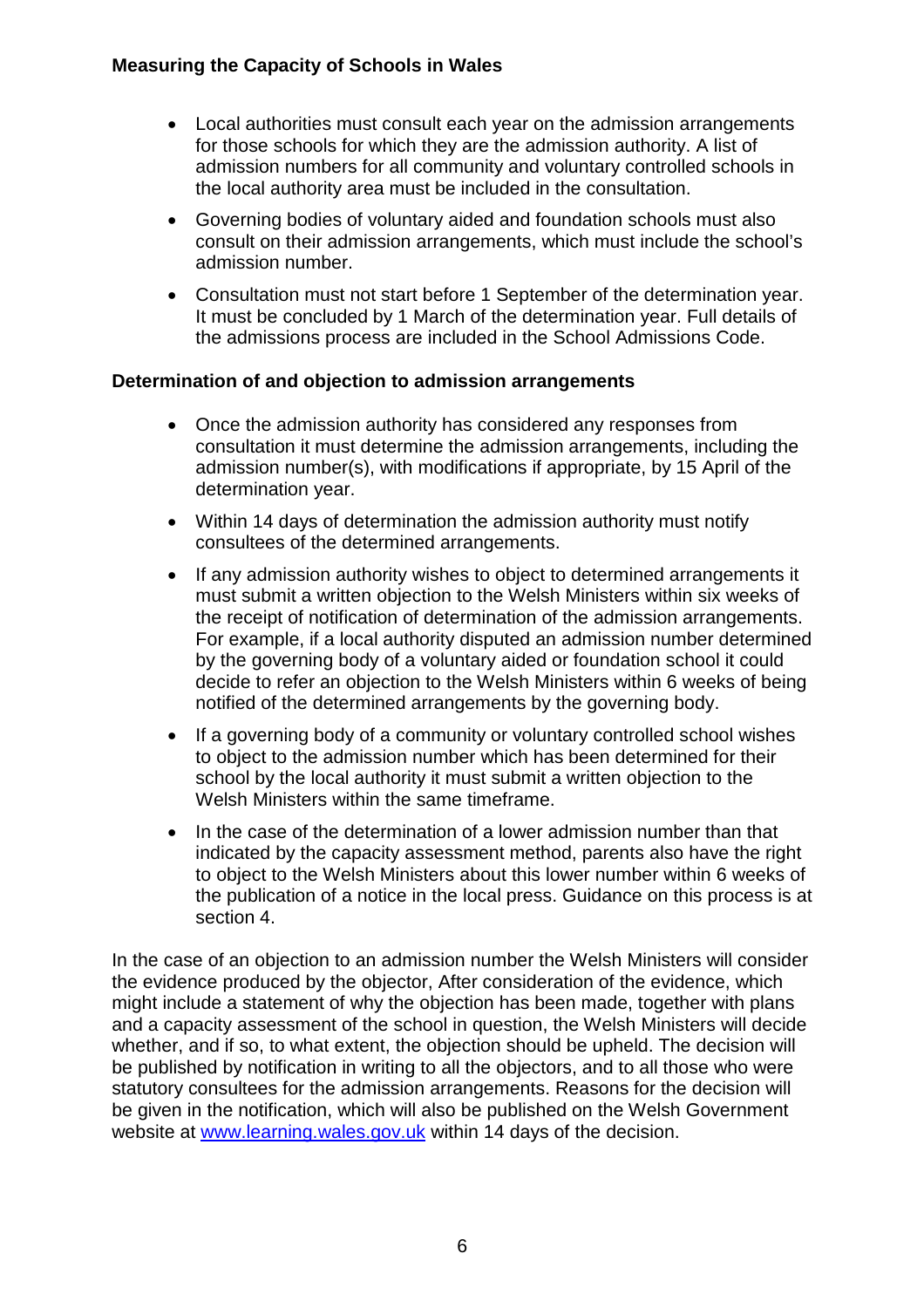- Local authorities must consult each year on the admission arrangements for those schools for which they are the admission authority. A list of admission numbers for all community and voluntary controlled schools in the local authority area must be included in the consultation.
- Governing bodies of voluntary aided and foundation schools must also consult on their admission arrangements, which must include the school's admission number.
- Consultation must not start before 1 September of the determination year. It must be concluded by 1 March of the determination year. Full details of the admissions process are included in the School Admissions Code.

**Determination of and objection to admission arrangements**

- Once the admission authority has considered any responses from consultation it must determine the admission arrangements, including the admission number(s), with modifications if appropriate, by 15 April of the determination year.
- Within 14 days of determination the admission authority must notify consultees of the determined arrangements.
- If any admission authority wishes to object to determined arrangements it must submit a written objection to the Welsh Ministers within six weeks of the receipt of notification of determination of the admission arrangements. For example, if a local authority disputed an admission number determined by the governing body of a voluntary aided or foundation school it could decide to refer an objection to the Welsh Ministers within 6 weeks of being notified of the determined arrangements by the governing body.
- If a governing body of a community or voluntary controlled school wishes to object to the admission number which has been determined for their school by the local authority it must submit a written objection to the Welsh Ministers within the same timeframe.
- In the case of the determination of a lower admission number than that indicated by the capacity assessment method, parents also have the right to object to the Welsh Ministers about this lower number within 6 weeks of the publication of a notice in the local press. Guidance on this process is at section 4.

In the case of an objection to an admission number the Welsh Ministers will consider the evidence produced by the objector, After consideration of the evidence, which might include a statement of why the objection has been made, together with plans and a capacity assessment of the school in question, the Welsh Ministers will decide whether, and if so, to what extent, the objection should be upheld. The decision will be published by notification in writing to all the objectors, and to all those who were statutory consultees for the admission arrangements. Reasons for the decision will be given in the notification, which will also be published on the Welsh Government website at [www.learning.wales.gov.uk](http://www.learning.wales.gov.uk) within 14 days of the decision.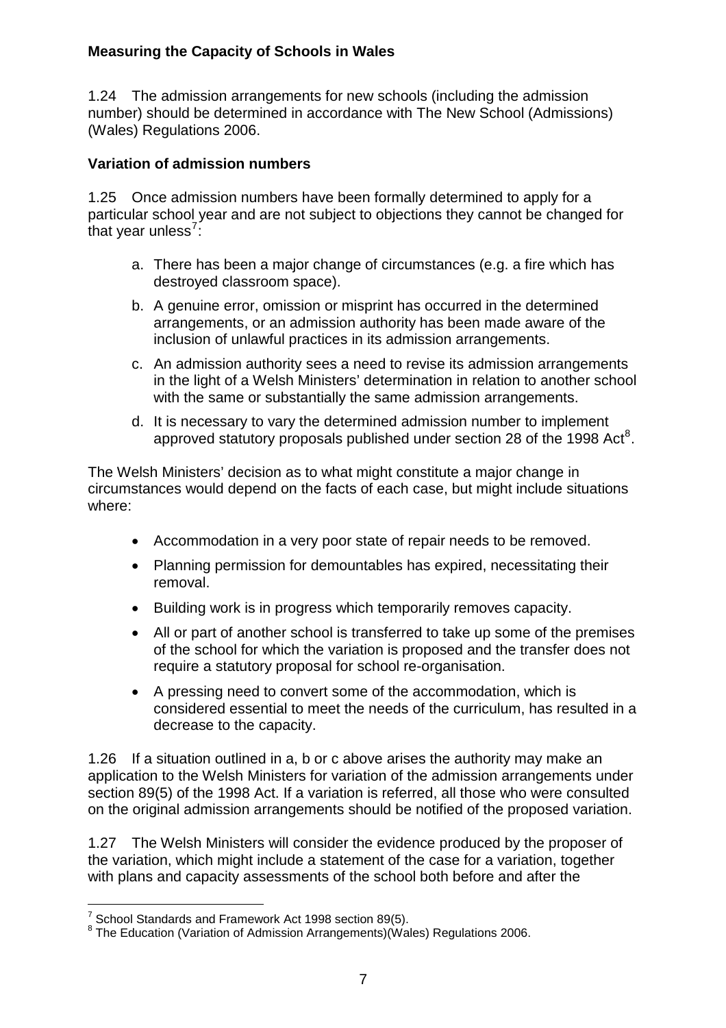**Measuring the Capacity of Schools in Wales**

1.24 The admission arrangements for new schools (including the admission number) should be determined in accordance with The New School (Admissions) (Wales) Regulations 2006.

**Variation of admission numbers**

1.25 Once admission numbers have been formally determined to apply for a particular school year and are not subject to objections they cannot be changed for that year unless[7]:

a. There has been a major change of circumstances (e.g. a fire which has destroyed classroom space).

b. A genuine error, omission or misprint has occurred in the determined arrangements, or an admission authority has been made aware of the inclusion of unlawful practices in its admission arrangements.

c. An admission authority sees a need to revise its admission arrangements in the light of a Welsh Ministers' determination in relation to another school with the same or substantially the same admission arrangements.

d. It is necessary to vary the determined admission number to implement approved statutory proposals published under section 28 of the 1998 Act[8].

The Welsh Ministers' decision as to what might constitute a major change in circumstances would depend on the facts of each case, but might include situations where:

- Accommodation in a very poor state of repair needs to be removed.
- Planning permission for demountables has expired, necessitating their removal.
- Building work is in progress which temporarily removes capacity.
- All or part of another school is transferred to take up some of the premises of the school for which the variation is proposed and the transfer does not require a statutory proposal for school re-organisation.
- A pressing need to convert some of the accommodation, which is considered essential to meet the needs of the curriculum, has resulted in a decrease to the capacity.

1.26 If a situation outlined in a, b or c above arises the authority may make an application to the Welsh Ministers for variation of the admission arrangements under section 89(5) of the 1998 Act. If a variation is referred, all those who were consulted on the original admission arrangements should be notified of the proposed variation.

1.27 The Welsh Ministers will consider the evidence produced by the proposer of the variation, which might include a statement of the case for a variation, together with plans and capacity assessments of the school both before and after the

[7] School Standards and Framework Act 1998 section 89(5).

[8] The Education (Variation of Admission Arrangements)(Wales) Regulations 2006.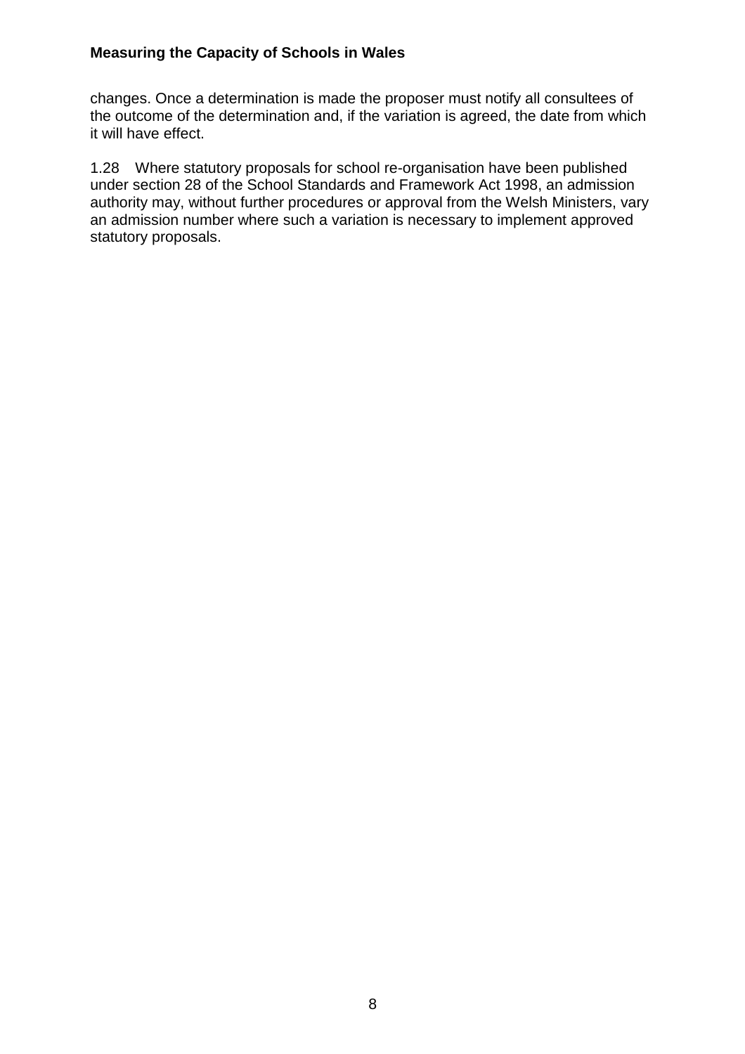changes. Once a determination is made the proposer must notify all consultees of the outcome of the determination and, if the variation is agreed, the date from which it will have effect.

1.28 Where statutory proposals for school re-organisation have been published under section 28 of the School Standards and Framework Act 1998, an admission authority may, without further procedures or approval from the Welsh Ministers, vary an admission number where such a variation is necessary to implement approved statutory proposals.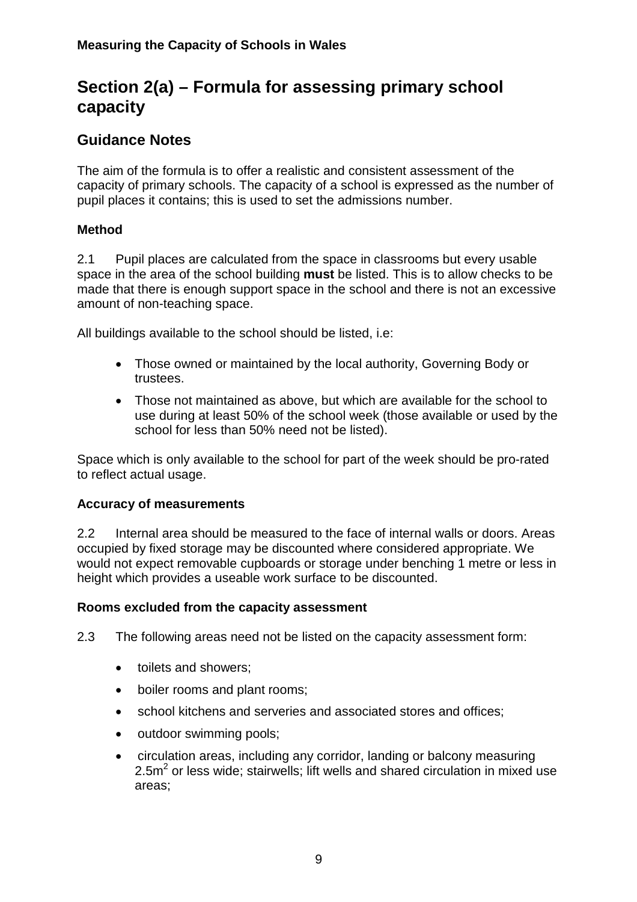# Section 2(a) – Formula for assessing primary school capacity

## Guidance Notes

The aim of the formula is to offer a realistic and consistent assessment of the capacity of primary schools. The capacity of a school is expressed as the number of pupil places it contains; this is used to set the admissions number.

### Method

2.1 Pupil places are calculated from the space in classrooms but every usable space in the area of the school building **must** be listed. This is to allow checks to be made that there is enough support space in the school and there is not an excessive amount of non-teaching space.

All buildings available to the school should be listed, i.e:

- Those owned or maintained by the local authority, Governing Body or trustees.
- Those not maintained as above, but which are available for the school to use during at least 50% of the school week (those available or used by the school for less than 50% need not be listed).

Space which is only available to the school for part of the week should be pro-rated to reflect actual usage.

### Accuracy of measurements

2.2 Internal area should be measured to the face of internal walls or doors. Areas occupied by fixed storage may be discounted where considered appropriate. We would not expect removable cupboards or storage under benching 1 metre or less in height which provides a useable work surface to be discounted.

### Rooms excluded from the capacity assessment

2.3 The following areas need not be listed on the capacity assessment form:

- toilets and showers;
- boiler rooms and plant rooms;
- school kitchens and serveries and associated stores and offices;
- outdoor swimming pools;
- circulation areas, including any corridor, landing or balcony measuring $2.5m^2$ or less wide; stairwells; lift wells and shared circulation in mixed use areas;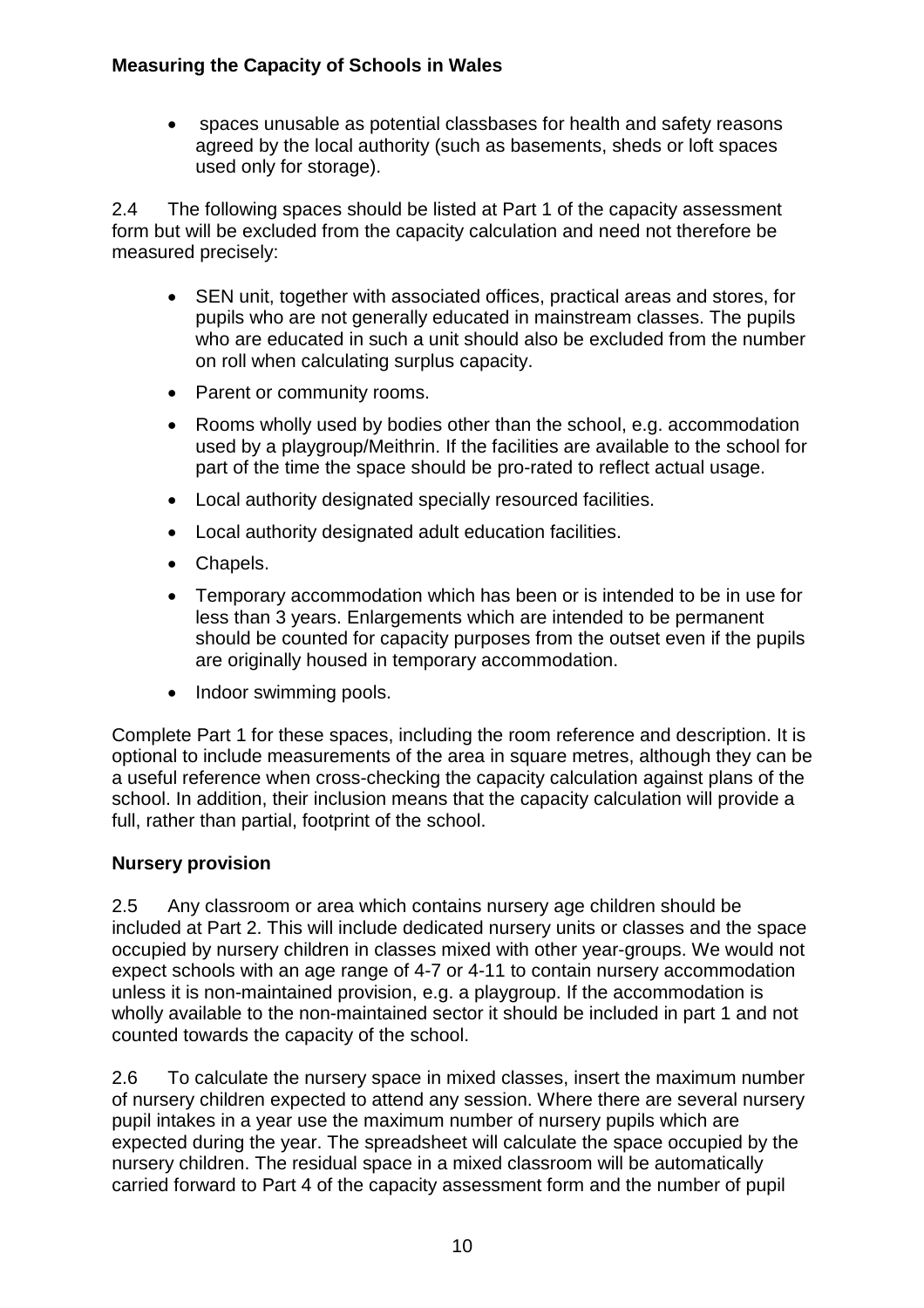- spaces unusable as potential classbases for health and safety reasons agreed by the local authority (such as basements, sheds or loft spaces used only for storage).

2.4 The following spaces should be listed at Part 1 of the capacity assessment form but will be excluded from the capacity calculation and need not therefore be measured precisely:

- SEN unit, together with associated offices, practical areas and stores, for pupils who are not generally educated in mainstream classes. The pupils who are educated in such a unit should also be excluded from the number on roll when calculating surplus capacity.
- Parent or community rooms.
- Rooms wholly used by bodies other than the school, e.g. accommodation used by a playgroup/Meithrin. If the facilities are available to the school for part of the time the space should be pro-rated to reflect actual usage.
- Local authority designated specially resourced facilities.
- Local authority designated adult education facilities.
- Chapels.
- Temporary accommodation which has been or is intended to be in use for less than 3 years. Enlargements which are intended to be permanent should be counted for capacity purposes from the outset even if the pupils are originally housed in temporary accommodation.
- Indoor swimming pools.

Complete Part 1 for these spaces, including the room reference and description. It is optional to include measurements of the area in square metres, although they can be a useful reference when cross-checking the capacity calculation against plans of the school. In addition, their inclusion means that the capacity calculation will provide a full, rather than partial, footprint of the school.

### Nursery provision

2.5 Any classroom or area which contains nursery age children should be included at Part 2. This will include dedicated nursery units or classes and the space occupied by nursery children in classes mixed with other year-groups. We would not expect schools with an age range of 4-7 or 4-11 to contain nursery accommodation unless it is non-maintained provision, e.g. a playgroup. If the accommodation is wholly available to the non-maintained sector it should be included in part 1 and not counted towards the capacity of the school.

2.6 To calculate the nursery space in mixed classes, insert the maximum number of nursery children expected to attend any session. Where there are several nursery pupil intakes in a year use the maximum number of nursery pupils which are expected during the year. The spreadsheet will calculate the space occupied by the nursery children. The residual space in a mixed classroom will be automatically carried forward to Part 4 of the capacity assessment form and the number of pupil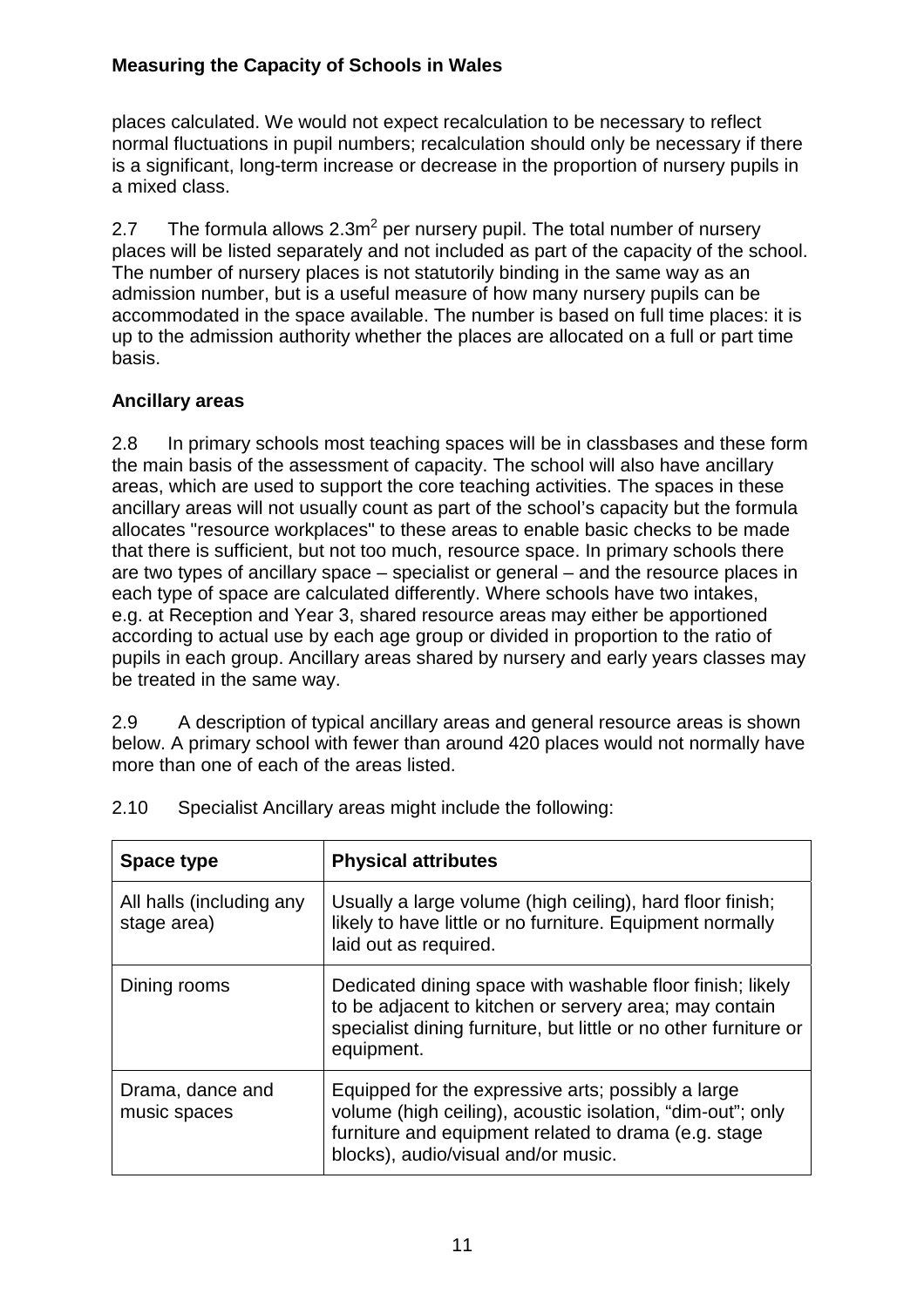places calculated. We would not expect recalculation to be necessary to reflect normal fluctuations in pupil numbers; recalculation should only be necessary if there is a significant, long-term increase or decrease in the proportion of nursery pupils in a mixed class.

2.7 The formula allows $2.3m^2$ per nursery pupil. The total number of nursery places will be listed separately and not included as part of the capacity of the school. The number of nursery places is not statutorily binding in the same way as an admission number, but is a useful measure of how many nursery pupils can be accommodated in the space available. The number is based on full time places: it is up to the admission authority whether the places are allocated on a full or part time basis.

**Ancillary areas**

2.8 In primary schools most teaching spaces will be in classbases and these form the main basis of the assessment of capacity. The school will also have ancillary areas, which are used to support the core teaching activities. The spaces in these ancillary areas will not usually count as part of the school's capacity but the formula allocates "resource workplaces" to these areas to enable basic checks to be made that there is sufficient, but not too much, resource space. In primary schools there are two types of ancillary space – specialist or general – and the resource places in each type of space are calculated differently. Where schools have two intakes, e.g. at Reception and Year 3, shared resource areas may either be apportioned according to actual use by each age group or divided in proportion to the ratio of pupils in each group. Ancillary areas shared by nursery and early years classes may be treated in the same way.

2.9 A description of typical ancillary areas and general resource areas is shown below. A primary school with fewer than around 420 places would not normally have more than one of each of the areas listed.

2.10 Specialist Ancillary areas might include the following:

| Space type | Physical attributes |
|---|---|
| All halls (including any stage area) | Usually a large volume (high ceiling), hard floor finish; likely to have little or no furniture. Equipment normally laid out as required. |
| Dining rooms | Dedicated dining space with washable floor finish; likely to be adjacent to kitchen or servery area; may contain specialist dining furniture, but little or no other furniture or equipment. |
| Drama, dance and music spaces | Equipped for the expressive arts; possibly a large volume (high ceiling), acoustic isolation, "dim-out"; only furniture and equipment related to drama (e.g. stage blocks), audio/visual and/or music. |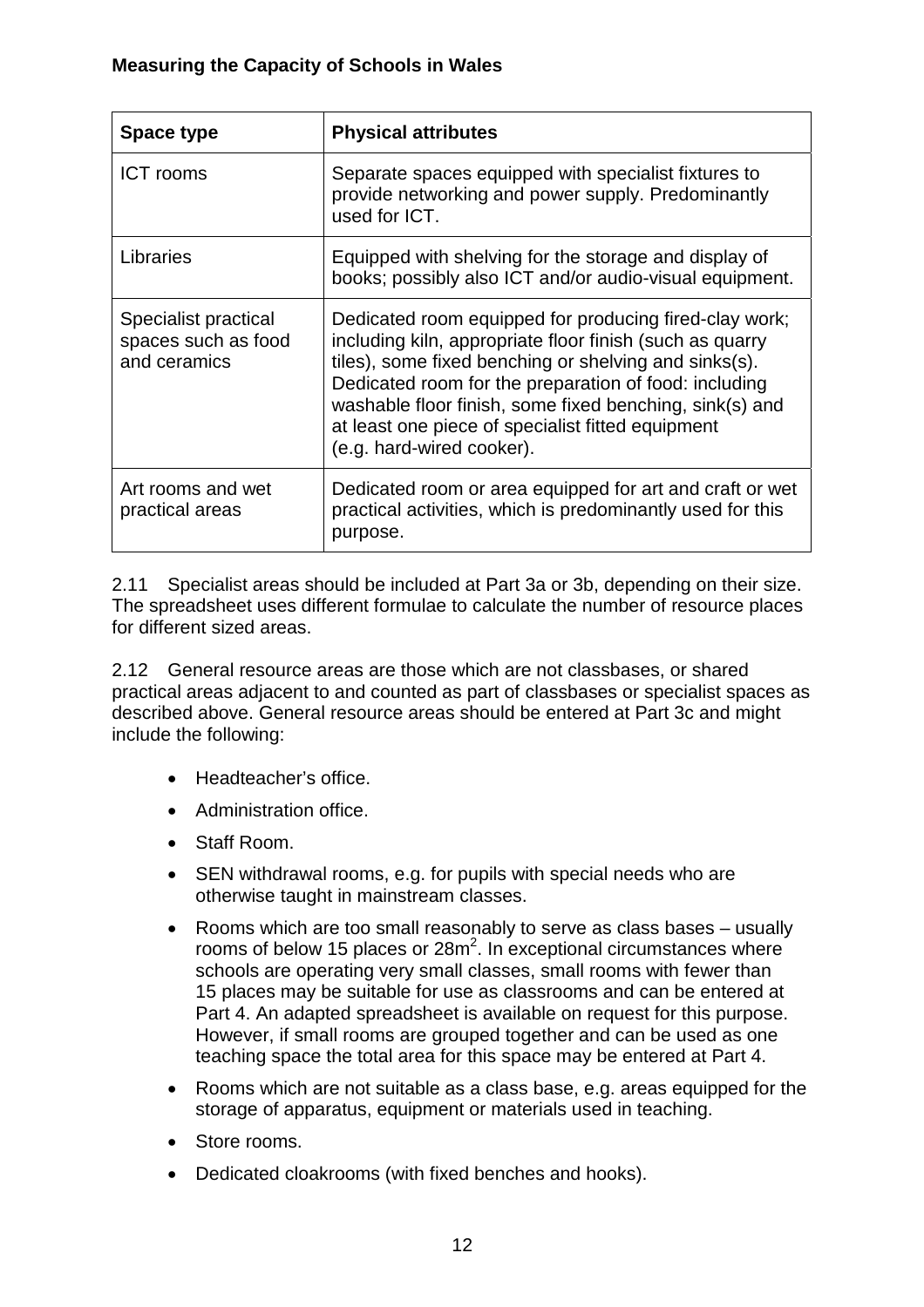| Space type | Physical attributes |
| --- | --- |
| ICT rooms | Separate spaces equipped with specialist fixtures to provide networking and power supply. Predominantly used for ICT. |
| Libraries | Equipped with shelving for the storage and display of books; possibly also ICT and/or audio-visual equipment. |
| Specialist practical spaces such as food and ceramics | Dedicated room equipped for producing fired-clay work; including kiln, appropriate floor finish (such as quarry tiles), some fixed benching or shelving and sinks(s). Dedicated room for the preparation of food: including washable floor finish, some fixed benching, sink(s) and at least one piece of specialist fitted equipment (e.g. hard-wired cooker). |
| Art rooms and wet practical areas | Dedicated room or area equipped for art and craft or wet practical activities, which is predominantly used for this purpose. |

2.11 Specialist areas should be included at Part 3a or 3b, depending on their size. The spreadsheet uses different formulae to calculate the number of resource places for different sized areas.

2.12 General resource areas are those which are not classbases, or shared practical areas adjacent to and counted as part of classbases or specialist spaces as described above. General resource areas should be entered at Part 3c and might include the following:

- Headteacher's office.
- Administration office.
- Staff Room.
- SEN withdrawal rooms, e.g. for pupils with special needs who are otherwise taught in mainstream classes.
- Rooms which are too small reasonably to serve as class bases – usually rooms of below 15 places or 28m$^2$. In exceptional circumstances where schools are operating very small classes, small rooms with fewer than 15 places may be suitable for use as classrooms and can be entered at Part 4. An adapted spreadsheet is available on request for this purpose. However, if small rooms are grouped together and can be used as one teaching space the total area for this space may be entered at Part 4.
- Rooms which are not suitable as a class base, e.g. areas equipped for the storage of apparatus, equipment or materials used in teaching.
- Store rooms.
- Dedicated cloakrooms (with fixed benches and hooks).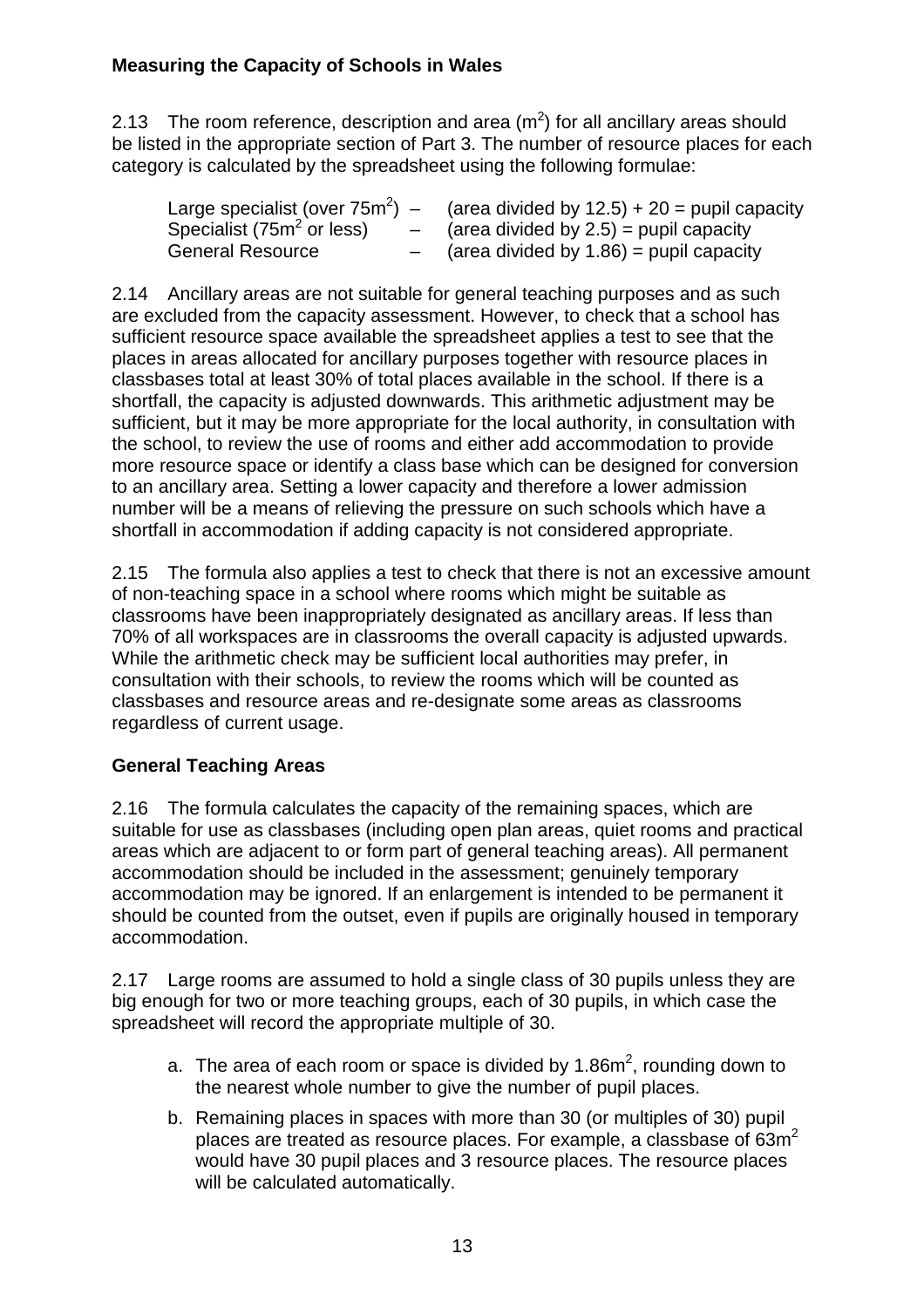**Measuring the Capacity of Schools in Wales**

2.13 The room reference, description and area ($m^2$) for all ancillary areas should be listed in the appropriate section of Part 3. The number of resource places for each category is calculated by the spreadsheet using the following formulae:

| | | |
|---|---|---|
| Large specialist (over $75m^2$) | – | (area divided by 12.5) + 20 = pupil capacity |
| Specialist ($75m^2$ or less) | – | (area divided by 2.5) = pupil capacity |
| General Resource | – | (area divided by 1.86) = pupil capacity |

2.14 Ancillary areas are not suitable for general teaching purposes and as such are excluded from the capacity assessment. However, to check that a school has sufficient resource space available the spreadsheet applies a test to see that the places in areas allocated for ancillary purposes together with resource places in classbases total at least 30% of total places available in the school. If there is a shortfall, the capacity is adjusted downwards. This arithmetic adjustment may be sufficient, but it may be more appropriate for the local authority, in consultation with the school, to review the use of rooms and either add accommodation to provide more resource space or identify a class base which can be designed for conversion to an ancillary area. Setting a lower capacity and therefore a lower admission number will be a means of relieving the pressure on such schools which have a shortfall in accommodation if adding capacity is not considered appropriate.

2.15 The formula also applies a test to check that there is not an excessive amount of non-teaching space in a school where rooms which might be suitable as classrooms have been inappropriately designated as ancillary areas. If less than 70% of all workspaces are in classrooms the overall capacity is adjusted upwards. While the arithmetic check may be sufficient local authorities may prefer, in consultation with their schools, to review the rooms which will be counted as classbases and resource areas and re-designate some areas as classrooms regardless of current usage.

**General Teaching Areas**

2.16 The formula calculates the capacity of the remaining spaces, which are suitable for use as classbases (including open plan areas, quiet rooms and practical areas which are adjacent to or form part of general teaching areas). All permanent accommodation should be included in the assessment; genuinely temporary accommodation may be ignored. If an enlargement is intended to be permanent it should be counted from the outset, even if pupils are originally housed in temporary accommodation.

2.17 Large rooms are assumed to hold a single class of 30 pupils unless they are big enough for two or more teaching groups, each of 30 pupils, in which case the spreadsheet will record the appropriate multiple of 30.

a. The area of each room or space is divided by $1.86m^2$, rounding down to the nearest whole number to give the number of pupil places.

b. Remaining places in spaces with more than 30 (or multiples of 30) pupil places are treated as resource places. For example, a classbase of $63m^2$ would have 30 pupil places and 3 resource places. The resource places will be calculated automatically.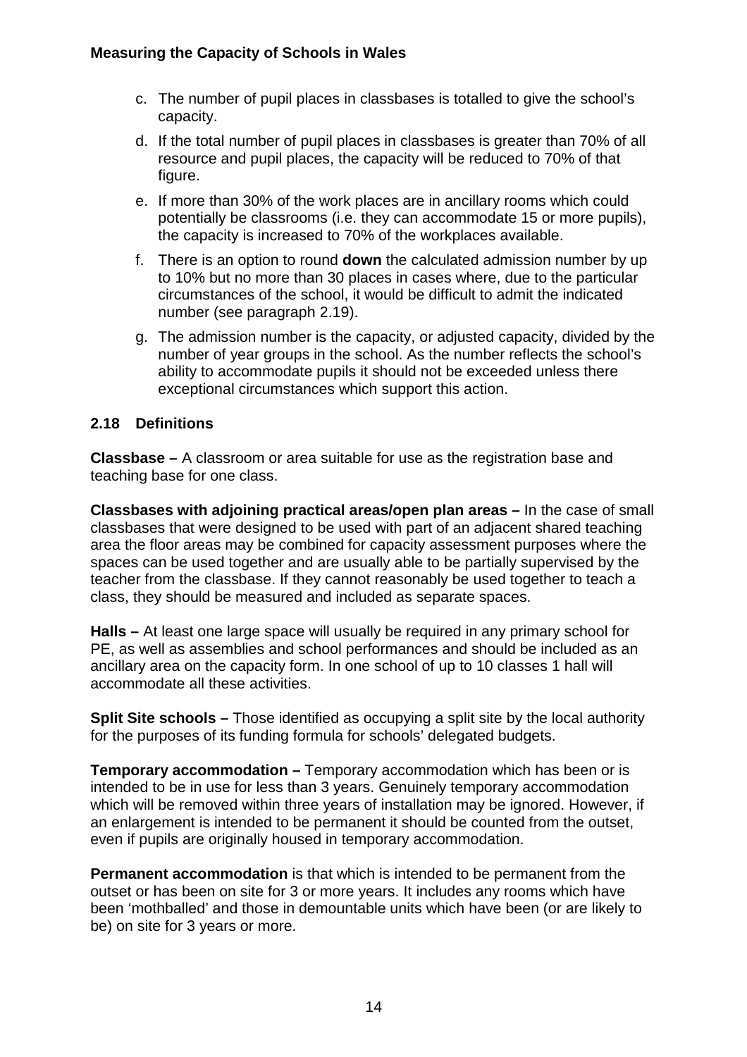c. The number of pupil places in classbases is totalled to give the school's capacity.

d. If the total number of pupil places in classbases is greater than 70% of all resource and pupil places, the capacity will be reduced to 70% of that figure.

e. If more than 30% of the work places are in ancillary rooms which could potentially be classrooms (i.e. they can accommodate 15 or more pupils), the capacity is increased to 70% of the workplaces available.

f. There is an option to round **down** the calculated admission number by up to 10% but no more than 30 places in cases where, due to the particular circumstances of the school, it would be difficult to admit the indicated number (see paragraph 2.19).

g. The admission number is the capacity, or adjusted capacity, divided by the number of year groups in the school. As the number reflects the school's ability to accommodate pupils it should not be exceeded unless there exceptional circumstances which support this action.

### 2.18 Definitions

**Classbase –** A classroom or area suitable for use as the registration base and teaching base for one class.

**Classbases with adjoining practical areas/open plan areas –** In the case of small classbases that were designed to be used with part of an adjacent shared teaching area the floor areas may be combined for capacity assessment purposes where the spaces can be used together and are usually able to be partially supervised by the teacher from the classbase. If they cannot reasonably be used together to teach a class, they should be measured and included as separate spaces.

**Halls –** At least one large space will usually be required in any primary school for PE, as well as assemblies and school performances and should be included as an ancillary area on the capacity form. In one school of up to 10 classes 1 hall will accommodate all these activities.

**Split Site schools –** Those identified as occupying a split site by the local authority for the purposes of its funding formula for schools' delegated budgets.

**Temporary accommodation –** Temporary accommodation which has been or is intended to be in use for less than 3 years. Genuinely temporary accommodation which will be removed within three years of installation may be ignored. However, if an enlargement is intended to be permanent it should be counted from the outset, even if pupils are originally housed in temporary accommodation.

**Permanent accommodation** is that which is intended to be permanent from the outset or has been on site for 3 or more years. It includes any rooms which have been 'mothballed' and those in demountable units which have been (or are likely to be) on site for 3 years or more.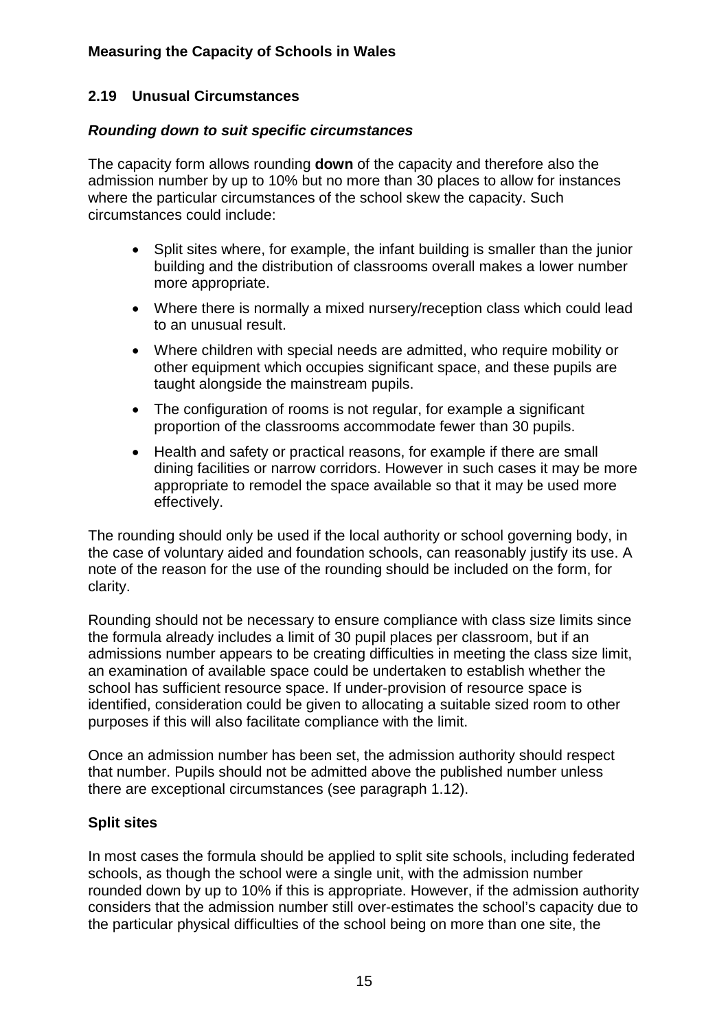## 2.19 Unusual Circumstances

### *Rounding down to suit specific circumstances*

The capacity form allows rounding **down** of the capacity and therefore also the admission number by up to 10% but no more than 30 places to allow for instances where the particular circumstances of the school skew the capacity. Such circumstances could include:

- Split sites where, for example, the infant building is smaller than the junior building and the distribution of classrooms overall makes a lower number more appropriate.
- Where there is normally a mixed nursery/reception class which could lead to an unusual result.
- Where children with special needs are admitted, who require mobility or other equipment which occupies significant space, and these pupils are taught alongside the mainstream pupils.
- The configuration of rooms is not regular, for example a significant proportion of the classrooms accommodate fewer than 30 pupils.
- Health and safety or practical reasons, for example if there are small dining facilities or narrow corridors. However in such cases it may be more appropriate to remodel the space available so that it may be used more effectively.

The rounding should only be used if the local authority or school governing body, in the case of voluntary aided and foundation schools, can reasonably justify its use. A note of the reason for the use of the rounding should be included on the form, for clarity.

Rounding should not be necessary to ensure compliance with class size limits since the formula already includes a limit of 30 pupil places per classroom, but if an admissions number appears to be creating difficulties in meeting the class size limit, an examination of available space could be undertaken to establish whether the school has sufficient resource space. If under-provision of resource space is identified, consideration could be given to allocating a suitable sized room to other purposes if this will also facilitate compliance with the limit.

Once an admission number has been set, the admission authority should respect that number. Pupils should not be admitted above the published number unless there are exceptional circumstances (see paragraph 1.12).

### Split sites

In most cases the formula should be applied to split site schools, including federated schools, as though the school were a single unit, with the admission number rounded down by up to 10% if this is appropriate. However, if the admission authority considers that the admission number still over-estimates the school's capacity due to the particular physical difficulties of the school being on more than one site, the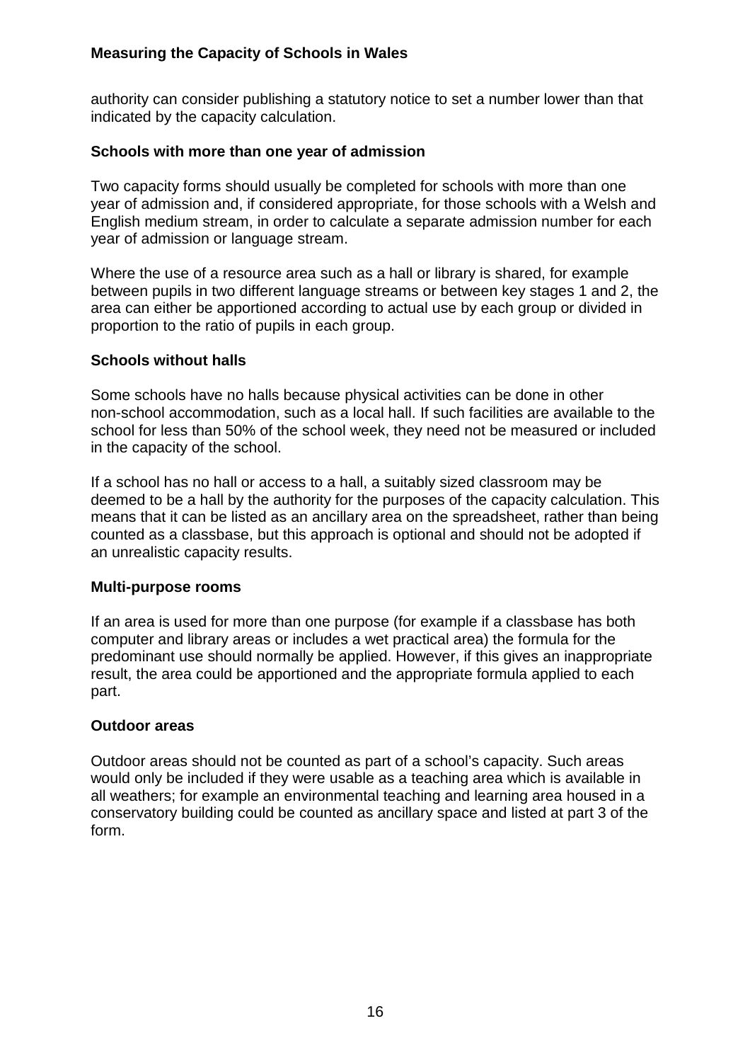authority can consider publishing a statutory notice to set a number lower than that indicated by the capacity calculation.

**Schools with more than one year of admission**

Two capacity forms should usually be completed for schools with more than one year of admission and, if considered appropriate, for those schools with a Welsh and English medium stream, in order to calculate a separate admission number for each year of admission or language stream.

Where the use of a resource area such as a hall or library is shared, for example between pupils in two different language streams or between key stages 1 and 2, the area can either be apportioned according to actual use by each group or divided in proportion to the ratio of pupils in each group.

**Schools without halls**

Some schools have no halls because physical activities can be done in other non-school accommodation, such as a local hall. If such facilities are available to the school for less than 50% of the school week, they need not be measured or included in the capacity of the school.

If a school has no hall or access to a hall, a suitably sized classroom may be deemed to be a hall by the authority for the purposes of the capacity calculation. This means that it can be listed as an ancillary area on the spreadsheet, rather than being counted as a classbase, but this approach is optional and should not be adopted if an unrealistic capacity results.

**Multi-purpose rooms**

If an area is used for more than one purpose (for example if a classbase has both computer and library areas or includes a wet practical area) the formula for the predominant use should normally be applied. However, if this gives an inappropriate result, the area could be apportioned and the appropriate formula applied to each part.

**Outdoor areas**

Outdoor areas should not be counted as part of a school's capacity. Such areas would only be included if they were usable as a teaching area which is available in all weathers; for example an environmental teaching and learning area housed in a conservatory building could be counted as ancillary space and listed at part 3 of the form.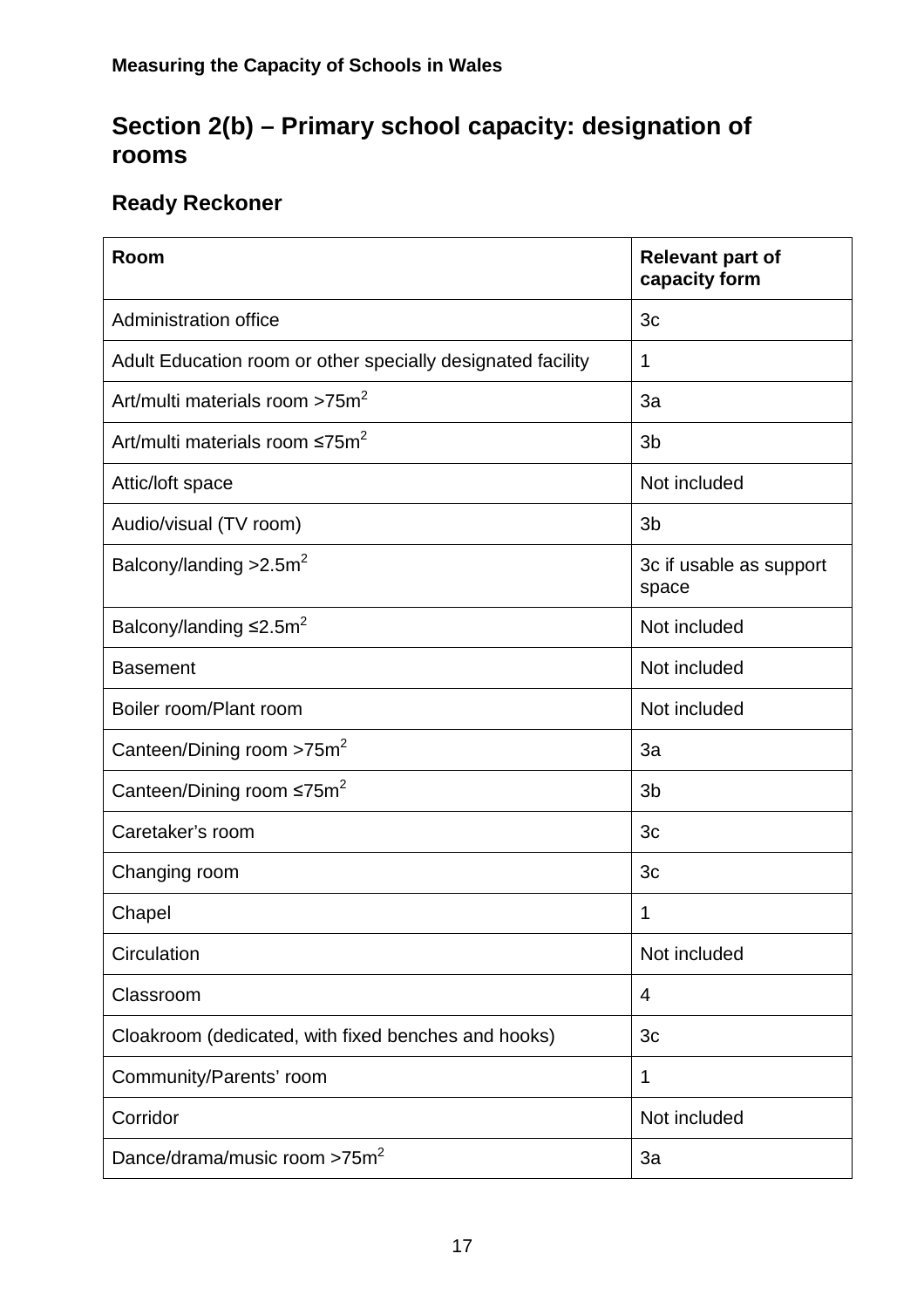## Section 2(b) – Primary school capacity: designation of rooms

### Ready Reckoner

| Room | Relevant part of capacity form |
|---|---|
| Administration office | 3c |
| Adult Education room or other specially designated facility | 1 |
| Art/multi materials room >75m$^2$ | 3a |
| Art/multi materials room ≤75m$^2$ | 3b |
| Attic/loft space | Not included |
| Audio/visual (TV room) | 3b |
| Balcony/landing >2.5m$^2$ | 3c if usable as support space |
| Balcony/landing ≤2.5m$^2$ | Not included |
| Basement | Not included |
| Boiler room/Plant room | Not included |
| Canteen/Dining room >75m$^2$ | 3a |
| Canteen/Dining room ≤75m$^2$ | 3b |
| Caretaker's room | 3c |
| Changing room | 3c |
| Chapel | 1 |
| Circulation | Not included |
| Classroom | 4 |
| Cloakroom (dedicated, with fixed benches and hooks) | 3c |
| Community/Parents' room | 1 |
| Corridor | Not included |
| Dance/drama/music room >75m$^2$ | 3a |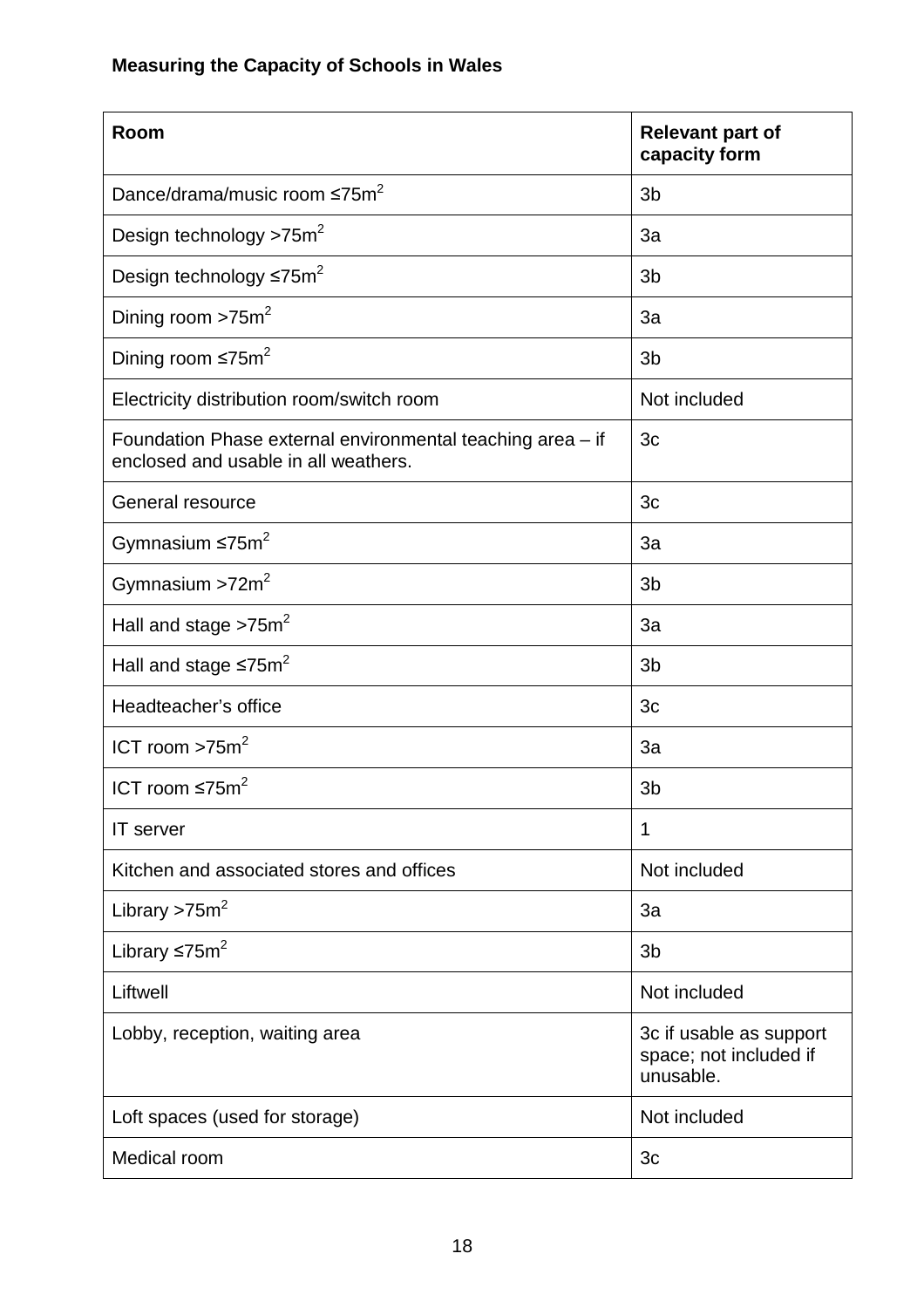**Measuring the Capacity of Schools in Wales**

| Room | Relevant part of capacity form |
|---|---|
| Dance/drama/music room ≤75m$^2$ | 3b |
| Design technology >75m$^2$ | 3a |
| Design technology ≤75m$^2$ | 3b |
| Dining room >75m$^2$ | 3a |
| Dining room ≤75m$^2$ | 3b |
| Electricity distribution room/switch room | Not included |
| Foundation Phase external environmental teaching area – if enclosed and usable in all weathers. | 3c |
| General resource | 3c |
| Gymnasium ≤75m$^2$ | 3a |
| Gymnasium >72m$^2$ | 3b |
| Hall and stage >75m$^2$ | 3a |
| Hall and stage ≤75m$^2$ | 3b |
| Headteacher's office | 3c |
| ICT room >75m$^2$ | 3a |
| ICT room ≤75m$^2$ | 3b |
| IT server | 1 |
| Kitchen and associated stores and offices | Not included |
| Library >75m$^2$ | 3a |
| Library ≤75m$^2$ | 3b |
| Liftwell | Not included |
| Lobby, reception, waiting area | 3c if usable as support space; not included if unusable. |
| Loft spaces (used for storage) | Not included |
| Medical room | 3c |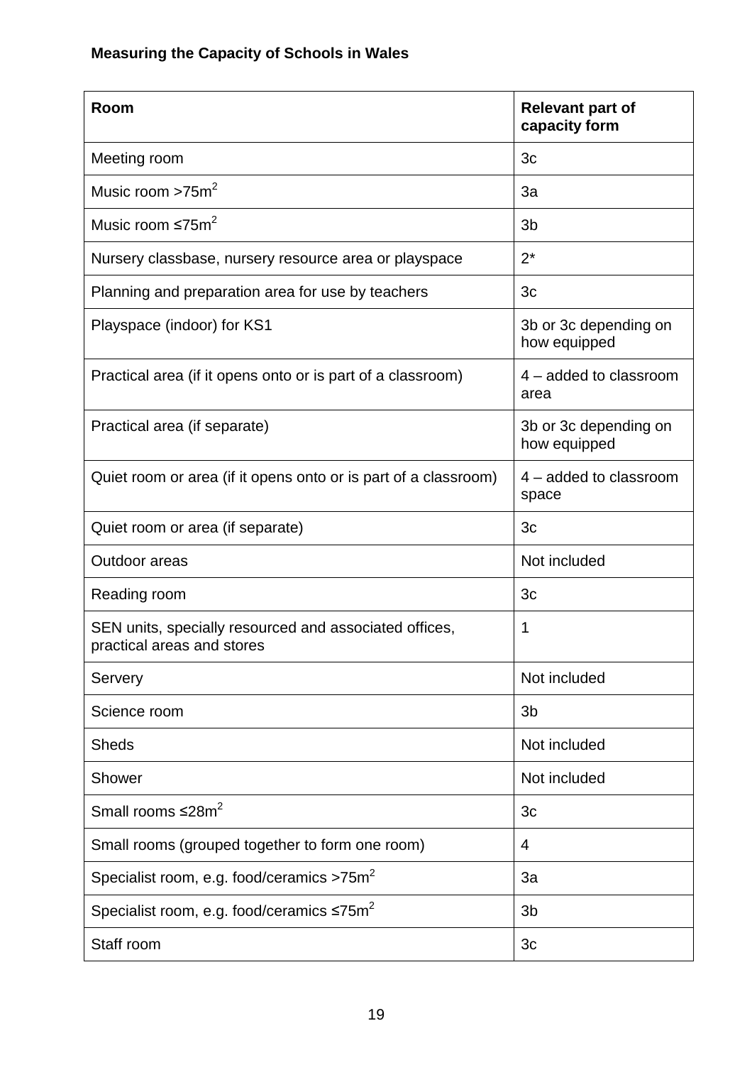**Measuring the Capacity of Schools in Wales**

| Room | Relevant part of capacity form |
|---|---|
| Meeting room | 3c |
| Music room >75m$^2$ | 3a |
| Music room ≤75m$^2$ | 3b |
| Nursery classbase, nursery resource area or playspace | 2* |
| Planning and preparation area for use by teachers | 3c |
| Playspace (indoor) for KS1 | 3b or 3c depending on how equipped |
| Practical area (if it opens onto or is part of a classroom) | 4 – added to classroom area |
| Practical area (if separate) | 3b or 3c depending on how equipped |
| Quiet room or area (if it opens onto or is part of a classroom) | 4 – added to classroom space |
| Quiet room or area (if separate) | 3c |
| Outdoor areas | Not included |
| Reading room | 3c |
| SEN units, specially resourced and associated offices, practical areas and stores | 1 |
| Servery | Not included |
| Science room | 3b |
| Sheds | Not included |
| Shower | Not included |
| Small rooms ≤28m$^2$ | 3c |
| Small rooms (grouped together to form one room) | 4 |
| Specialist room, e.g. food/ceramics >75m$^2$ | 3a |
| Specialist room, e.g. food/ceramics ≤75m$^2$ | 3b |
| Staff room | 3c |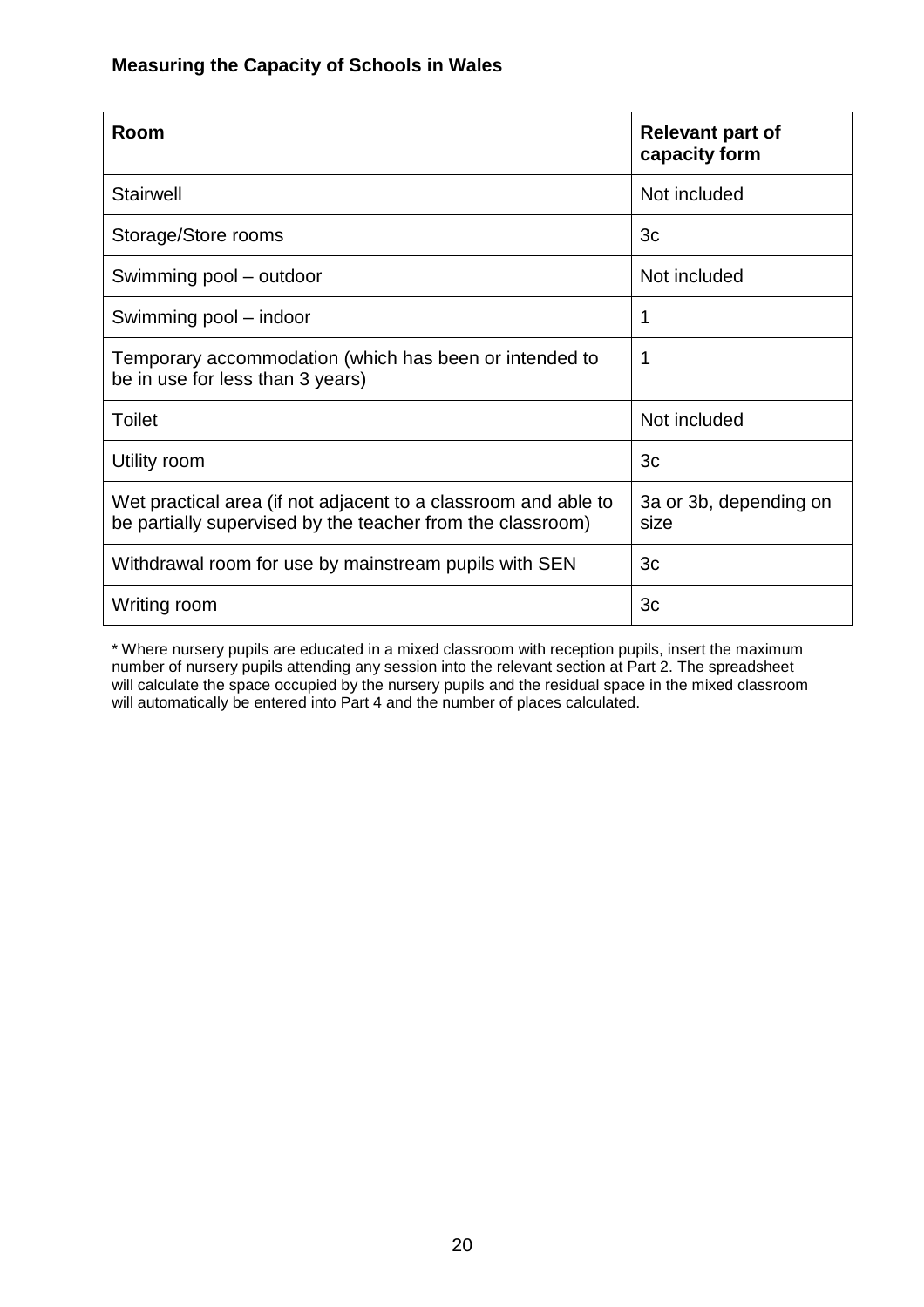**Measuring the Capacity of Schools in Wales**

| Room | Relevant part of capacity form |
|---|---|
| Stairwell | Not included |
| Storage/Store rooms | 3c |
| Swimming pool – outdoor | Not included |
| Swimming pool – indoor | 1 |
| Temporary accommodation (which has been or intended to be in use for less than 3 years) | 1 |
| Toilet | Not included |
| Utility room | 3c |
| Wet practical area (if not adjacent to a classroom and able to be partially supervised by the teacher from the classroom) | 3a or 3b, depending on size |
| Withdrawal room for use by mainstream pupils with SEN | 3c |
| Writing room | 3c |

* Where nursery pupils are educated in a mixed classroom with reception pupils, insert the maximum number of nursery pupils attending any session into the relevant section at Part 2. The spreadsheet will calculate the space occupied by the nursery pupils and the residual space in the mixed classroom will automatically be entered into Part 4 and the number of places calculated.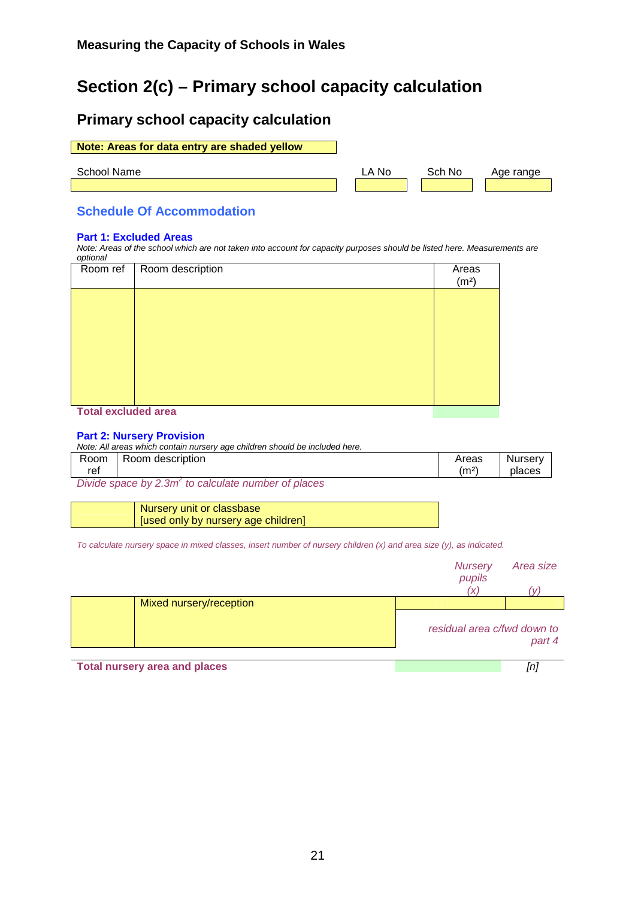Measuring the Capacity of Schools in Wales

# Section 2(c) – Primary school capacity calculation

## Primary school capacity calculation

**Note: Areas for data entry are shaded yellow**

| School Name | LA No | Sch No | Age range |
|---|---|---|---|
| | | | |

### Schedule Of Accommodation

**Part 1: Excluded Areas**

*Note: Areas of the school which are not taken into account for capacity purposes should be listed here. Measurements are optional*

| Room ref | Room description | Areas ($m^2$) |
|---|---|---|
| | | |
| **Total excluded area** | | |

**Part 2: Nursery Provision**

*Note: All areas which contain nursery age children should be included here.*

| Room ref | Room description | Areas ($m^2$) | Nursery places |
|---|---|---|---|
| | Nursery unit or classbase [used only by nursery age children] | | |

*Divide space by $2.3m^2$ to calculate number of places*

*To calculate nursery space in mixed classes, insert number of nursery children (x) and area size (y), as indicated.*

| | | *Nursery pupils (x)* | *Area size (y)* |
|---|---|---|---|
| | Mixed nursery/reception | | |
| | | *residual area c/fwd down to part 4* | |
| **Total nursery area and places** | | | *[n]* |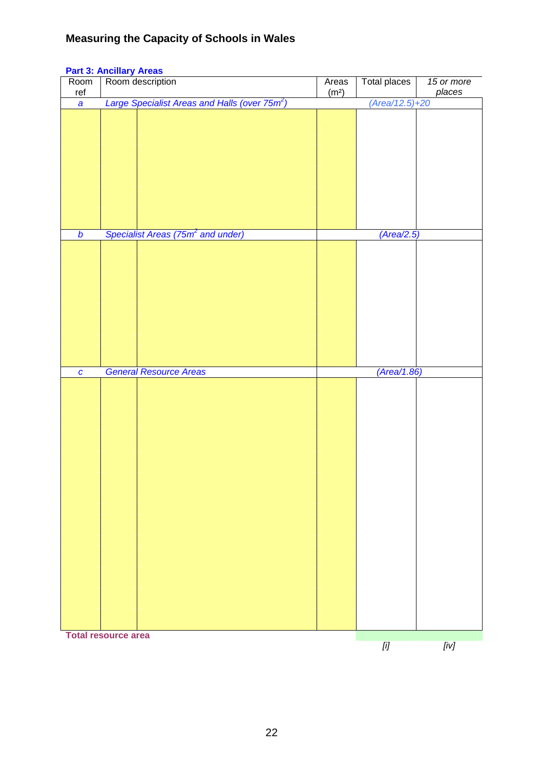## Measuring the Capacity of Schools in Wales

### Part 3: Ancillary Areas

| Room ref | Room description | | Areas (m²) | Total places | 15 or more places |
|---|---|---|---|---|---|
| *a* | *Large Specialist Areas and Halls (over 75m²)* | | | *(Area/12.5)+20* | |
| | | | | | |
| *b* | *Specialist Areas (75m² and under)* | | | *(Area/2.5)* | |
| | | | | | |
| *c* | *General Resource Areas* | | | *(Area/1.86)* | |
| | | | | | |
| **Total resource area** | | | | *[i]* | *[iv]* |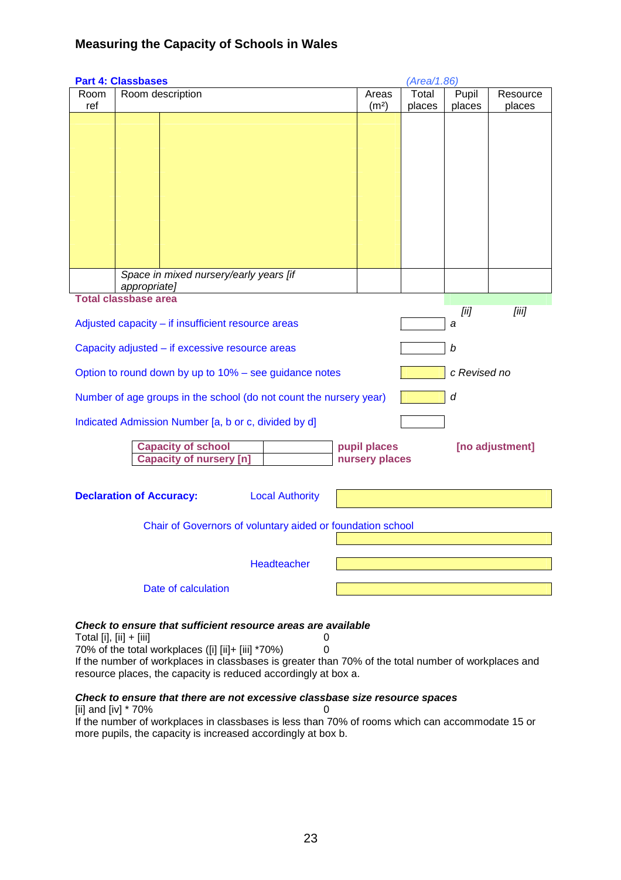## Measuring the Capacity of Schools in Wales

**Part 4: Classbases**

| Room ref | Room description | Areas (m²) | Total places *(Area/1.86)* | Pupil places | Resource places |
|---|---|---|---|---|---|
| | | | | | |
| | *Space in mixed nursery/early years [if appropriate]* | | | | |
| | **Total classbase area** | | | *[ii]* | *[iii]* |

| | | |
|---|---|---|
| Adjusted capacity – if insufficient resource areas | | *a* |
| Capacity adjusted – if excessive resource areas | | *b* |
| Option to round down by up to 10% – see guidance notes | | *c Revised no* |
| Number of age groups in the school (do not count the nursery year) | | *d* |
| Indicated Admission Number [a, b or c, divided by d] | | |

| | | | |
|---|---|---|---|
| **Capacity of school** | | **pupil places** | **[no adjustment]** |
| **Capacity of nursery [n]** | | **nursery places** | |

**Declaration of Accuracy:**

Local Authority

Chair of Governors of voluntary aided or foundation school

Headteacher

Date of calculation

***Check to ensure that sufficient resource areas are available***

Total [i], [ii] + [iii] 0

70% of the total workplaces ([i] [ii]+ [iii] *70%) 0

If the number of workplaces in classbases is greater than 70% of the total number of workplaces and resource places, the capacity is reduced accordingly at box a.

***Check to ensure that there are not excessive classbase size resource spaces***

[ii] and [iv] * 70% 0

If the number of workplaces in classbases is less than 70% of rooms which can accommodate 15 or more pupils, the capacity is increased accordingly at box b.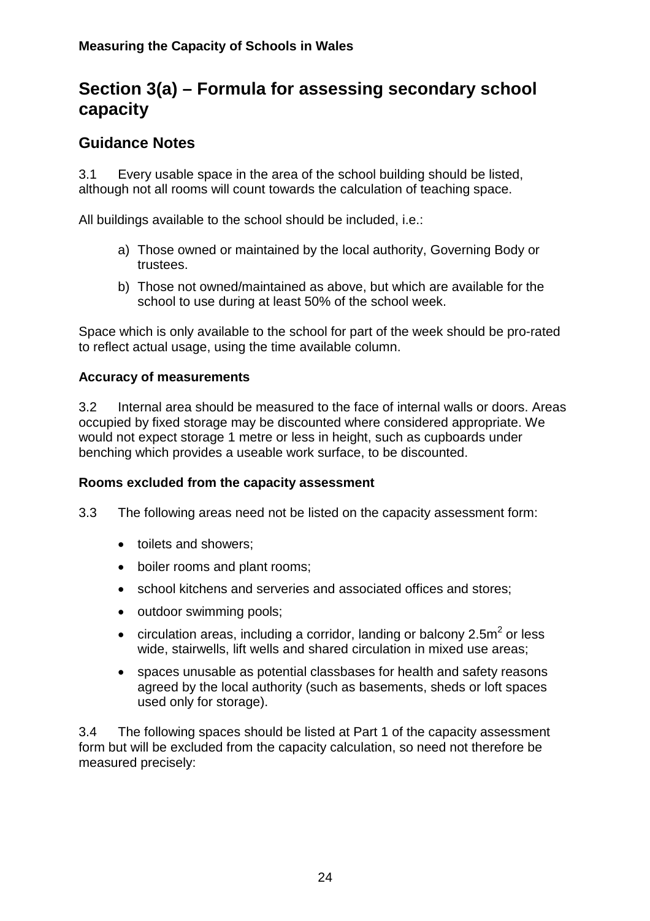# Section 3(a) – Formula for assessing secondary school capacity

## Guidance Notes

3.1 Every usable space in the area of the school building should be listed, although not all rooms will count towards the calculation of teaching space.

All buildings available to the school should be included, i.e.:

a) Those owned or maintained by the local authority, Governing Body or trustees.
b) Those not owned/maintained as above, but which are available for the school to use during at least 50% of the school week.

Space which is only available to the school for part of the week should be pro-rated to reflect actual usage, using the time available column.

### Accuracy of measurements

3.2 Internal area should be measured to the face of internal walls or doors. Areas occupied by fixed storage may be discounted where considered appropriate. We would not expect storage 1 metre or less in height, such as cupboards under benching which provides a useable work surface, to be discounted.

### Rooms excluded from the capacity assessment

3.3 The following areas need not be listed on the capacity assessment form:

- toilets and showers;
- boiler rooms and plant rooms;
- school kitchens and serveries and associated offices and stores;
- outdoor swimming pools;
- circulation areas, including a corridor, landing or balcony $2.5m^2$ or less wide, stairwells, lift wells and shared circulation in mixed use areas;
- spaces unusable as potential classbases for health and safety reasons agreed by the local authority (such as basements, sheds or loft spaces used only for storage).

3.4 The following spaces should be listed at Part 1 of the capacity assessment form but will be excluded from the capacity calculation, so need not therefore be measured precisely: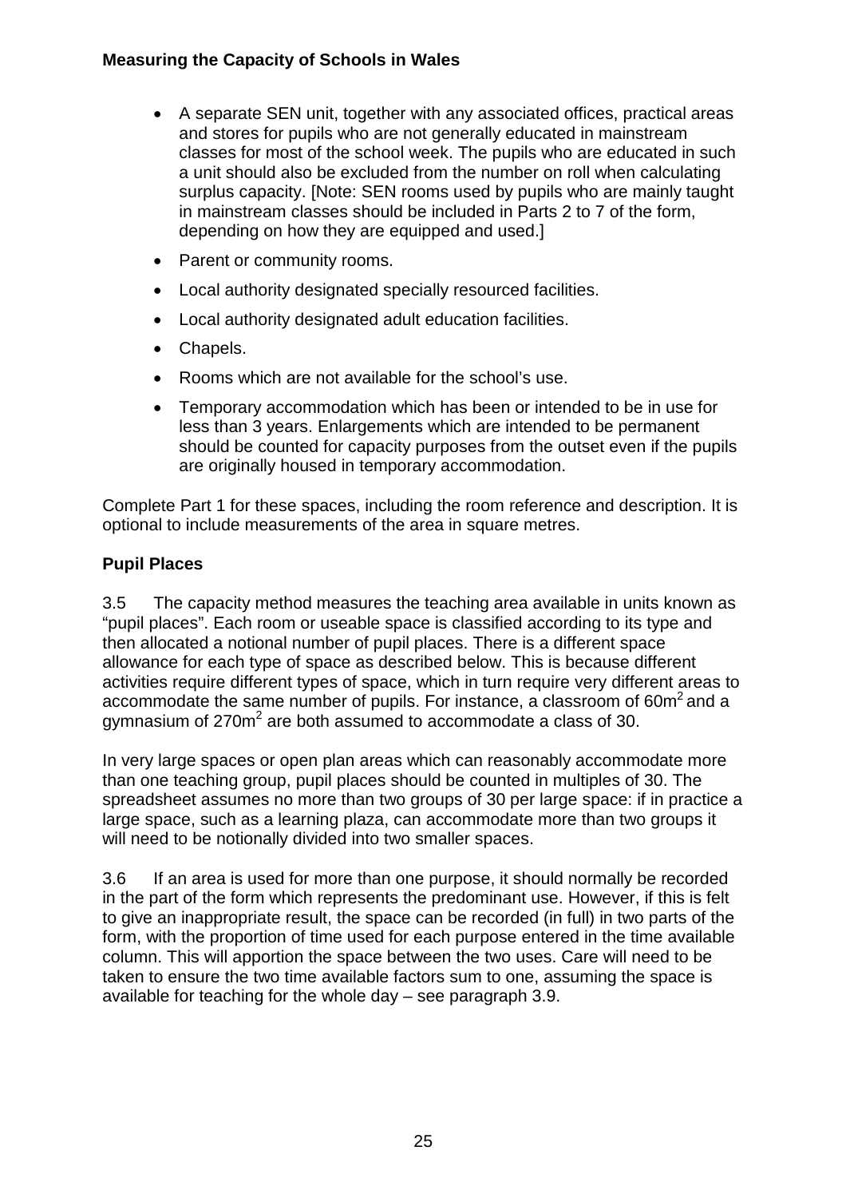- A separate SEN unit, together with any associated offices, practical areas and stores for pupils who are not generally educated in mainstream classes for most of the school week. The pupils who are educated in such a unit should also be excluded from the number on roll when calculating surplus capacity. [Note: SEN rooms used by pupils who are mainly taught in mainstream classes should be included in Parts 2 to 7 of the form, depending on how they are equipped and used.]
- Parent or community rooms.
- Local authority designated specially resourced facilities.
- Local authority designated adult education facilities.
- Chapels.
- Rooms which are not available for the school's use.
- Temporary accommodation which has been or intended to be in use for less than 3 years. Enlargements which are intended to be permanent should be counted for capacity purposes from the outset even if the pupils are originally housed in temporary accommodation.

Complete Part 1 for these spaces, including the room reference and description. It is optional to include measurements of the area in square metres.

**Pupil Places**

3.5 The capacity method measures the teaching area available in units known as "pupil places". Each room or useable space is classified according to its type and then allocated a notional number of pupil places. There is a different space allowance for each type of space as described below. This is because different activities require different types of space, which in turn require very different areas to accommodate the same number of pupils. For instance, a classroom of $60m^2$ and a gymnasium of $270m^2$ are both assumed to accommodate a class of 30.

In very large spaces or open plan areas which can reasonably accommodate more than one teaching group, pupil places should be counted in multiples of 30. The spreadsheet assumes no more than two groups of 30 per large space: if in practice a large space, such as a learning plaza, can accommodate more than two groups it will need to be notionally divided into two smaller spaces.

3.6 If an area is used for more than one purpose, it should normally be recorded in the part of the form which represents the predominant use. However, if this is felt to give an inappropriate result, the space can be recorded (in full) in two parts of the form, with the proportion of time used for each purpose entered in the time available column. This will apportion the space between the two uses. Care will need to be taken to ensure the two time available factors sum to one, assuming the space is available for teaching for the whole day – see paragraph 3.9.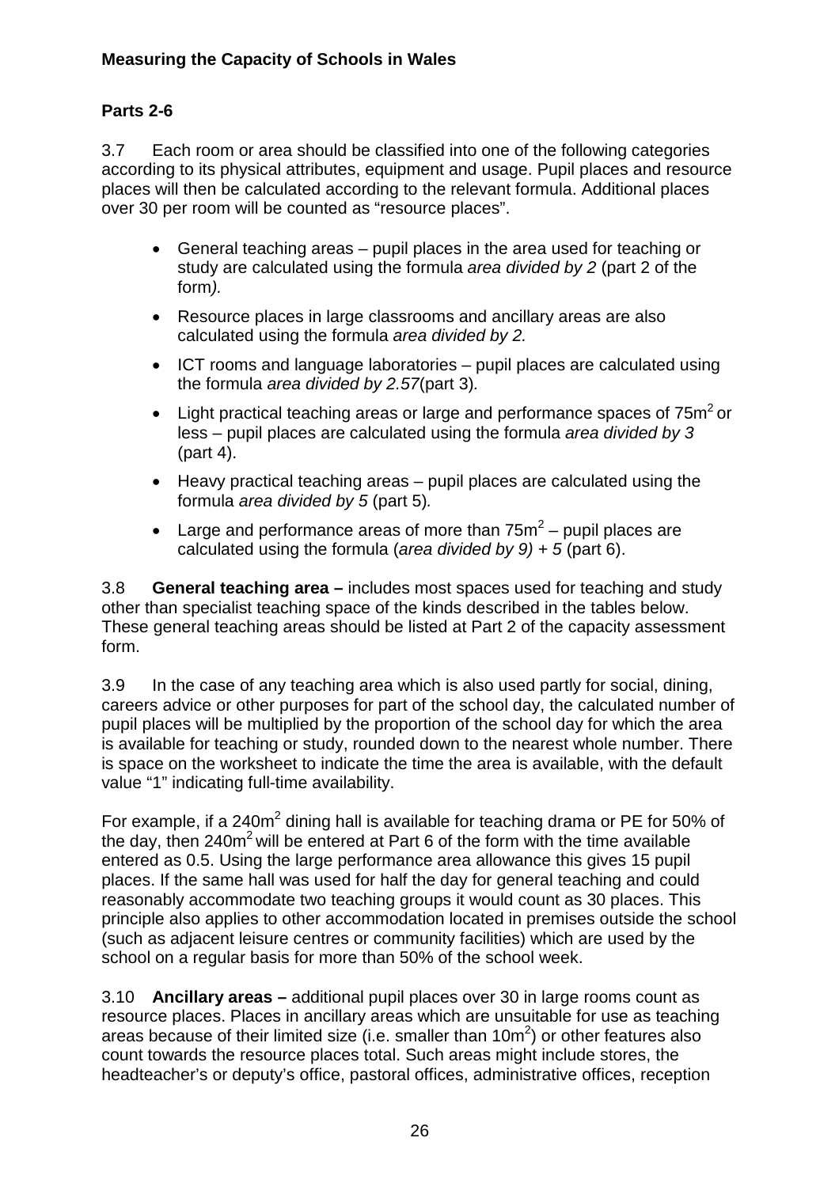**Measuring the Capacity of Schools in Wales**

**Parts 2-6**

3.7 Each room or area should be classified into one of the following categories according to its physical attributes, equipment and usage. Pupil places and resource places will then be calculated according to the relevant formula. Additional places over 30 per room will be counted as "resource places".

- General teaching areas – pupil places in the area used for teaching or study are calculated using the formula *area divided by 2* (part 2 of the form*).*
- Resource places in large classrooms and ancillary areas are also calculated using the formula *area divided by 2.*
- ICT rooms and language laboratories – pupil places are calculated using the formula *area divided by 2.57*(part 3)*.*
- Light practical teaching areas or large and performance spaces of $75m^2$ or less – pupil places are calculated using the formula *area divided by 3* (part 4).
- Heavy practical teaching areas – pupil places are calculated using the formula *area divided by 5* (part 5)*.*
- Large and performance areas of more than $75m^2$ – pupil places are calculated using the formula (*area divided by 9) + 5* (part 6).

3.8 **General teaching area –** includes most spaces used for teaching and study other than specialist teaching space of the kinds described in the tables below. These general teaching areas should be listed at Part 2 of the capacity assessment form.

3.9 In the case of any teaching area which is also used partly for social, dining, careers advice or other purposes for part of the school day, the calculated number of pupil places will be multiplied by the proportion of the school day for which the area is available for teaching or study, rounded down to the nearest whole number. There is space on the worksheet to indicate the time the area is available, with the default value "1" indicating full-time availability.

For example, if a $240m^2$ dining hall is available for teaching drama or PE for 50% of the day, then $240m^2$ will be entered at Part 6 of the form with the time available entered as 0.5. Using the large performance area allowance this gives 15 pupil places. If the same hall was used for half the day for general teaching and could reasonably accommodate two teaching groups it would count as 30 places. This principle also applies to other accommodation located in premises outside the school (such as adjacent leisure centres or community facilities) which are used by the school on a regular basis for more than 50% of the school week.

3.10 **Ancillary areas –** additional pupil places over 30 in large rooms count as resource places. Places in ancillary areas which are unsuitable for use as teaching areas because of their limited size (i.e. smaller than $10m^2$) or other features also count towards the resource places total. Such areas might include stores, the headteacher's or deputy's office, pastoral offices, administrative offices, reception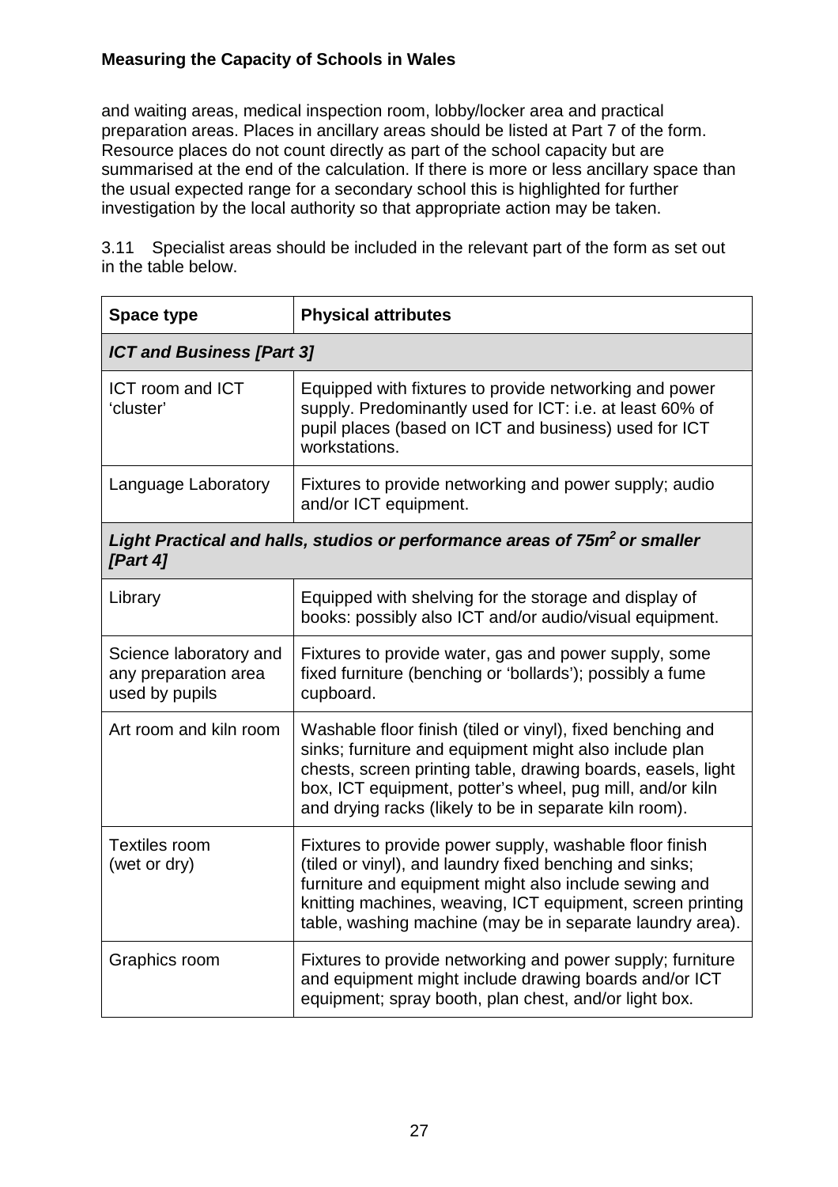and waiting areas, medical inspection room, lobby/locker area and practical preparation areas. Places in ancillary areas should be listed at Part 7 of the form. Resource places do not count directly as part of the school capacity but are summarised at the end of the calculation. If there is more or less ancillary space than the usual expected range for a secondary school this is highlighted for further investigation by the local authority so that appropriate action may be taken.

3.11 Specialist areas should be included in the relevant part of the form as set out in the table below.

| Space type | Physical attributes |
|---|---|
| ***ICT and Business [Part 3]*** | |
| ICT room and ICT 'cluster' | Equipped with fixtures to provide networking and power supply. Predominantly used for ICT: i.e. at least 60% of pupil places (based on ICT and business) used for ICT workstations. |
| Language Laboratory | Fixtures to provide networking and power supply; audio and/or ICT equipment. |
| ***Light Practical and halls, studios or performance areas of 75m² or smaller [Part 4]*** | |
| Library | Equipped with shelving for the storage and display of books: possibly also ICT and/or audio/visual equipment. |
| Science laboratory and any preparation area used by pupils | Fixtures to provide water, gas and power supply, some fixed furniture (benching or 'bollards'); possibly a fume cupboard. |
| Art room and kiln room | Washable floor finish (tiled or vinyl), fixed benching and sinks; furniture and equipment might also include plan chests, screen printing table, drawing boards, easels, light box, ICT equipment, potter's wheel, pug mill, and/or kiln and drying racks (likely to be in separate kiln room). |
| Textiles room (wet or dry) | Fixtures to provide power supply, washable floor finish (tiled or vinyl), and laundry fixed benching and sinks; furniture and equipment might also include sewing and knitting machines, weaving, ICT equipment, screen printing table, washing machine (may be in separate laundry area). |
| Graphics room | Fixtures to provide networking and power supply; furniture and equipment might include drawing boards and/or ICT equipment; spray booth, plan chest, and/or light box. |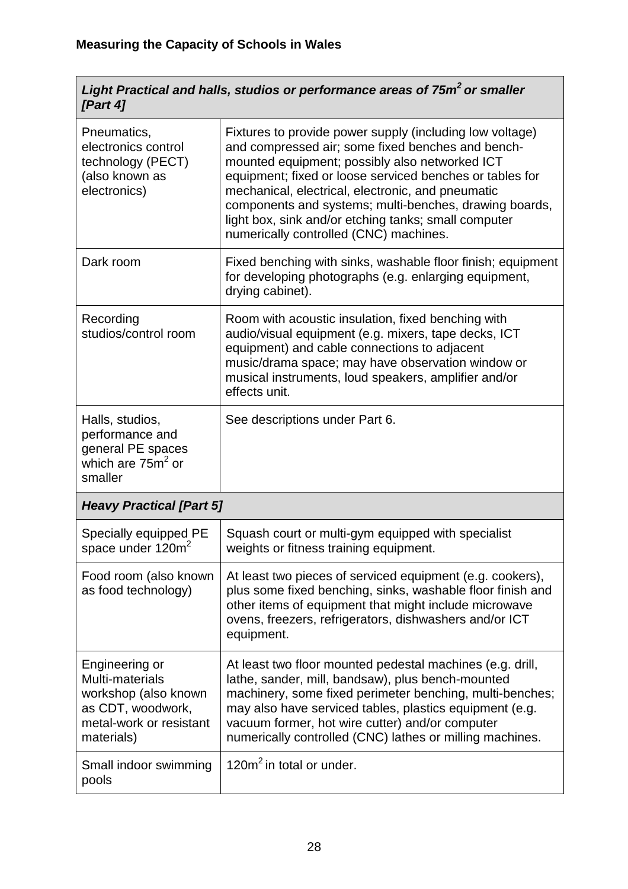| *Light Practical and halls, studios or performance areas of 75m$^2$ or smaller [Part 4]* | |
|---|---|
| Pneumatics, electronics control technology (PECT) (also known as electronics) | Fixtures to provide power supply (including low voltage) and compressed air; some fixed benches and bench-mounted equipment; possibly also networked ICT equipment; fixed or loose serviced benches or tables for mechanical, electrical, electronic, and pneumatic components and systems; multi-benches, drawing boards, light box, sink and/or etching tanks; small computer numerically controlled (CNC) machines. |
| Dark room | Fixed benching with sinks, washable floor finish; equipment for developing photographs (e.g. enlarging equipment, drying cabinet). |
| Recording studios/control room | Room with acoustic insulation, fixed benching with audio/visual equipment (e.g. mixers, tape decks, ICT equipment) and cable connections to adjacent music/drama space; may have observation window or musical instruments, loud speakers, amplifier and/or effects unit. |
| Halls, studios, performance and general PE spaces which are 75m$^2$ or smaller | See descriptions under Part 6. |
| ***Heavy Practical [Part 5]*** | |
| Specially equipped PE space under 120m$^2$ | Squash court or multi-gym equipped with specialist weights or fitness training equipment. |
| Food room (also known as food technology) | At least two pieces of serviced equipment (e.g. cookers), plus some fixed benching, sinks, washable floor finish and other items of equipment that might include microwave ovens, freezers, refrigerators, dishwashers and/or ICT equipment. |
| Engineering or Multi-materials workshop (also known as CDT, woodwork, metal-work or resistant materials) | At least two floor mounted pedestal machines (e.g. drill, lathe, sander, mill, bandsaw), plus bench-mounted machinery, some fixed perimeter benching, multi-benches; may also have serviced tables, plastics equipment (e.g. vacuum former, hot wire cutter) and/or computer numerically controlled (CNC) lathes or milling machines. |
| Small indoor swimming pools | 120m$^2$ in total or under. |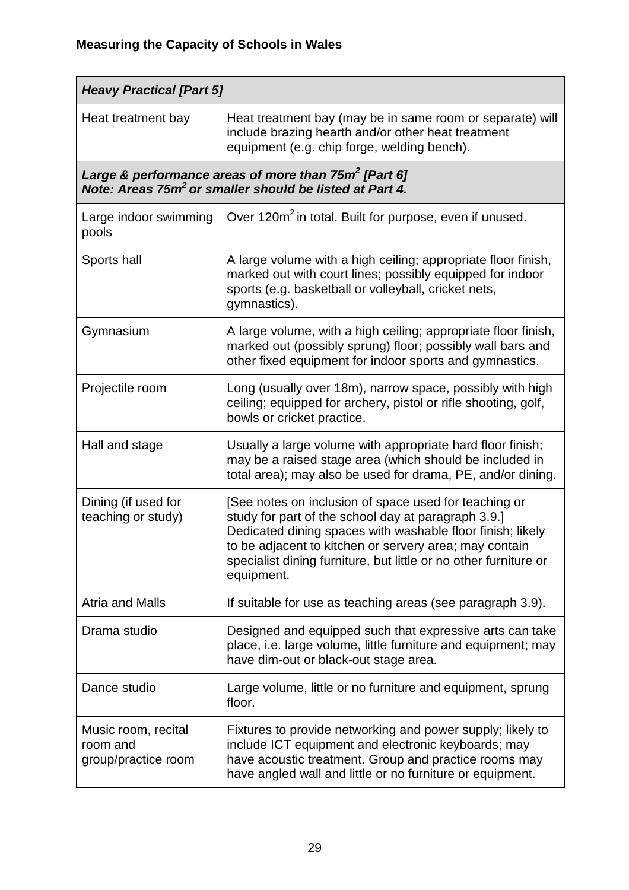| *Heavy Practical [Part 5]* | |
|---|---|
| Heat treatment bay | Heat treatment bay (may be in same room or separate) will include brazing hearth and/or other heat treatment equipment (e.g. chip forge, welding bench). |
| ***Large & performance areas of more than 75m$^2$ [Part 6]*** ***Note: Areas 75m$^2$ or smaller should be listed at Part 4.*** | |
| Large indoor swimming pools | Over 120m$^2$ in total. Built for purpose, even if unused. |
| Sports hall | A large volume with a high ceiling; appropriate floor finish, marked out with court lines; possibly equipped for indoor sports (e.g. basketball or volleyball, cricket nets, gymnastics). |
| Gymnasium | A large volume, with a high ceiling; appropriate floor finish, marked out (possibly sprung) floor; possibly wall bars and other fixed equipment for indoor sports and gymnastics. |
| Projectile room | Long (usually over 18m), narrow space, possibly with high ceiling; equipped for archery, pistol or rifle shooting, golf, bowls or cricket practice. |
| Hall and stage | Usually a large volume with appropriate hard floor finish; may be a raised stage area (which should be included in total area); may also be used for drama, PE, and/or dining. |
| Dining (if used for teaching or study) | [See notes on inclusion of space used for teaching or study for part of the school day at paragraph 3.9.] Dedicated dining spaces with washable floor finish; likely to be adjacent to kitchen or servery area; may contain specialist dining furniture, but little or no other furniture or equipment. |
| Atria and Malls | If suitable for use as teaching areas (see paragraph 3.9). |
| Drama studio | Designed and equipped such that expressive arts can take place, i.e. large volume, little furniture and equipment; may have dim-out or black-out stage area. |
| Dance studio | Large volume, little or no furniture and equipment, sprung floor. |
| Music room, recital room and group/practice room | Fixtures to provide networking and power supply; likely to include ICT equipment and electronic keyboards; may have acoustic treatment. Group and practice rooms may have angled wall and little or no furniture or equipment. |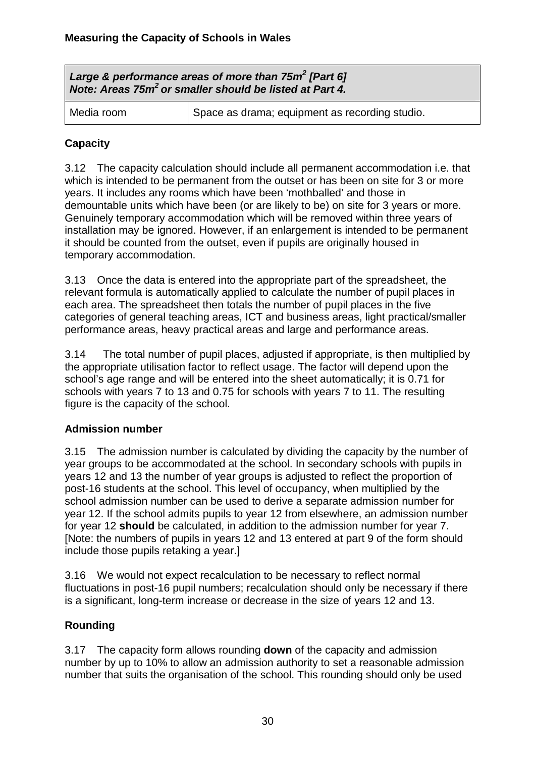| ***Large & performance areas of more than 75m$^2$ [Part 6]*** ***Note: Areas 75m$^2$ or smaller should be listed at Part 4.*** | |
|---|---|
| Media room | Space as drama; equipment as recording studio. |

### Capacity

3.12 The capacity calculation should include all permanent accommodation i.e. that which is intended to be permanent from the outset or has been on site for 3 or more years. It includes any rooms which have been 'mothballed' and those in demountable units which have been (or are likely to be) on site for 3 years or more. Genuinely temporary accommodation which will be removed within three years of installation may be ignored. However, if an enlargement is intended to be permanent it should be counted from the outset, even if pupils are originally housed in temporary accommodation.

3.13 Once the data is entered into the appropriate part of the spreadsheet, the relevant formula is automatically applied to calculate the number of pupil places in each area. The spreadsheet then totals the number of pupil places in the five categories of general teaching areas, ICT and business areas, light practical/smaller performance areas, heavy practical areas and large and performance areas.

3.14 The total number of pupil places, adjusted if appropriate, is then multiplied by the appropriate utilisation factor to reflect usage. The factor will depend upon the school's age range and will be entered into the sheet automatically; it is 0.71 for schools with years 7 to 13 and 0.75 for schools with years 7 to 11. The resulting figure is the capacity of the school.

### Admission number

3.15 The admission number is calculated by dividing the capacity by the number of year groups to be accommodated at the school. In secondary schools with pupils in years 12 and 13 the number of year groups is adjusted to reflect the proportion of post-16 students at the school. This level of occupancy, when multiplied by the school admission number can be used to derive a separate admission number for year 12. If the school admits pupils to year 12 from elsewhere, an admission number for year 12 **should** be calculated, in addition to the admission number for year 7. [Note: the numbers of pupils in years 12 and 13 entered at part 9 of the form should include those pupils retaking a year.]

3.16 We would not expect recalculation to be necessary to reflect normal fluctuations in post-16 pupil numbers; recalculation should only be necessary if there is a significant, long-term increase or decrease in the size of years 12 and 13.

### Rounding

3.17 The capacity form allows rounding **down** of the capacity and admission number by up to 10% to allow an admission authority to set a reasonable admission number that suits the organisation of the school. This rounding should only be used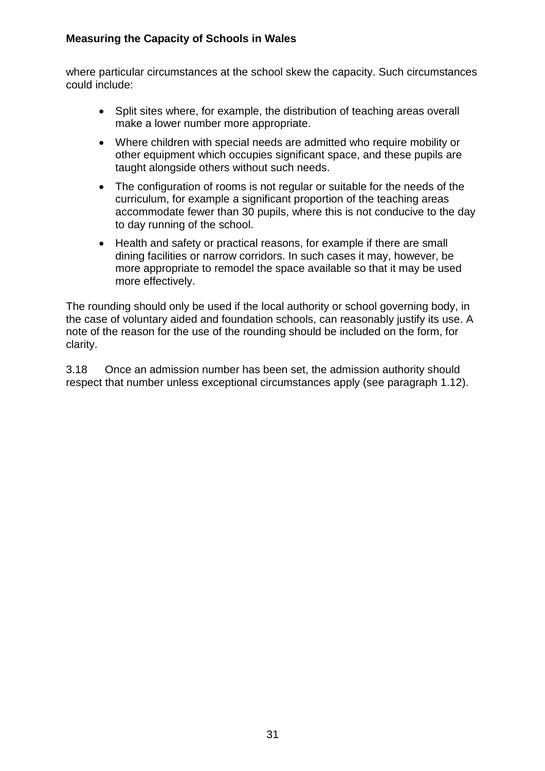where particular circumstances at the school skew the capacity. Such circumstances could include:

- Split sites where, for example, the distribution of teaching areas overall make a lower number more appropriate.
- Where children with special needs are admitted who require mobility or other equipment which occupies significant space, and these pupils are taught alongside others without such needs.
- The configuration of rooms is not regular or suitable for the needs of the curriculum, for example a significant proportion of the teaching areas accommodate fewer than 30 pupils, where this is not conducive to the day to day running of the school.
- Health and safety or practical reasons, for example if there are small dining facilities or narrow corridors. In such cases it may, however, be more appropriate to remodel the space available so that it may be used more effectively.

The rounding should only be used if the local authority or school governing body, in the case of voluntary aided and foundation schools, can reasonably justify its use. A note of the reason for the use of the rounding should be included on the form, for clarity.

3.18 Once an admission number has been set, the admission authority should respect that number unless exceptional circumstances apply (see paragraph 1.12).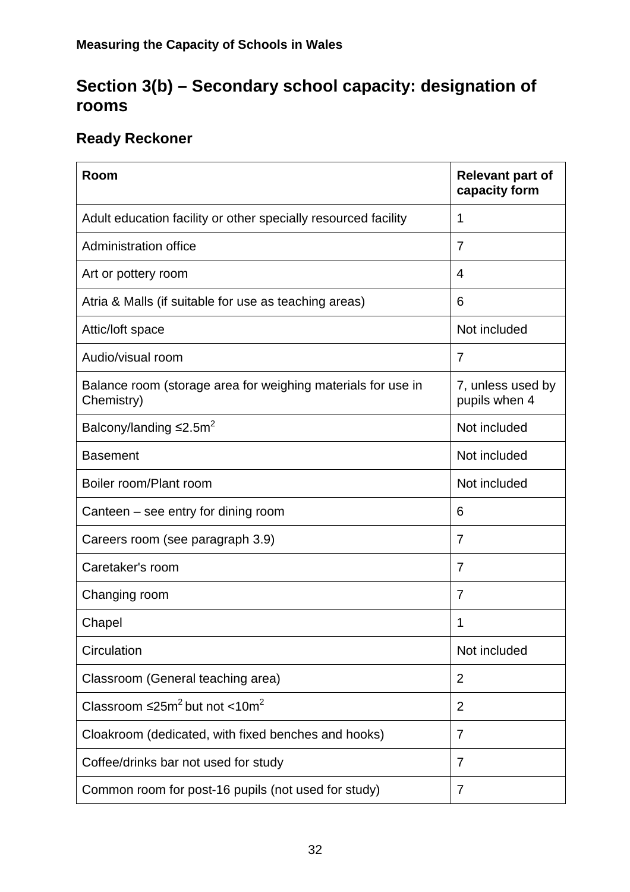## Section 3(b) – Secondary school capacity: designation of rooms

### Ready Reckoner

| Room | Relevant part of capacity form |
|---|---|
| Adult education facility or other specially resourced facility | 1 |
| Administration office | 7 |
| Art or pottery room | 4 |
| Atria & Malls (if suitable for use as teaching areas) | 6 |
| Attic/loft space | Not included |
| Audio/visual room | 7 |
| Balance room (storage area for weighing materials for use in Chemistry) | 7, unless used by pupils when 4 |
| Balcony/landing ≤2.5m$^2$ | Not included |
| Basement | Not included |
| Boiler room/Plant room | Not included |
| Canteen – see entry for dining room | 6 |
| Careers room (see paragraph 3.9) | 7 |
| Caretaker's room | 7 |
| Changing room | 7 |
| Chapel | 1 |
| Circulation | Not included |
| Classroom (General teaching area) | 2 |
| Classroom ≤25m$^2$ but not <10m$^2$ | 2 |
| Cloakroom (dedicated, with fixed benches and hooks) | 7 |
| Coffee/drinks bar not used for study | 7 |
| Common room for post-16 pupils (not used for study) | 7 |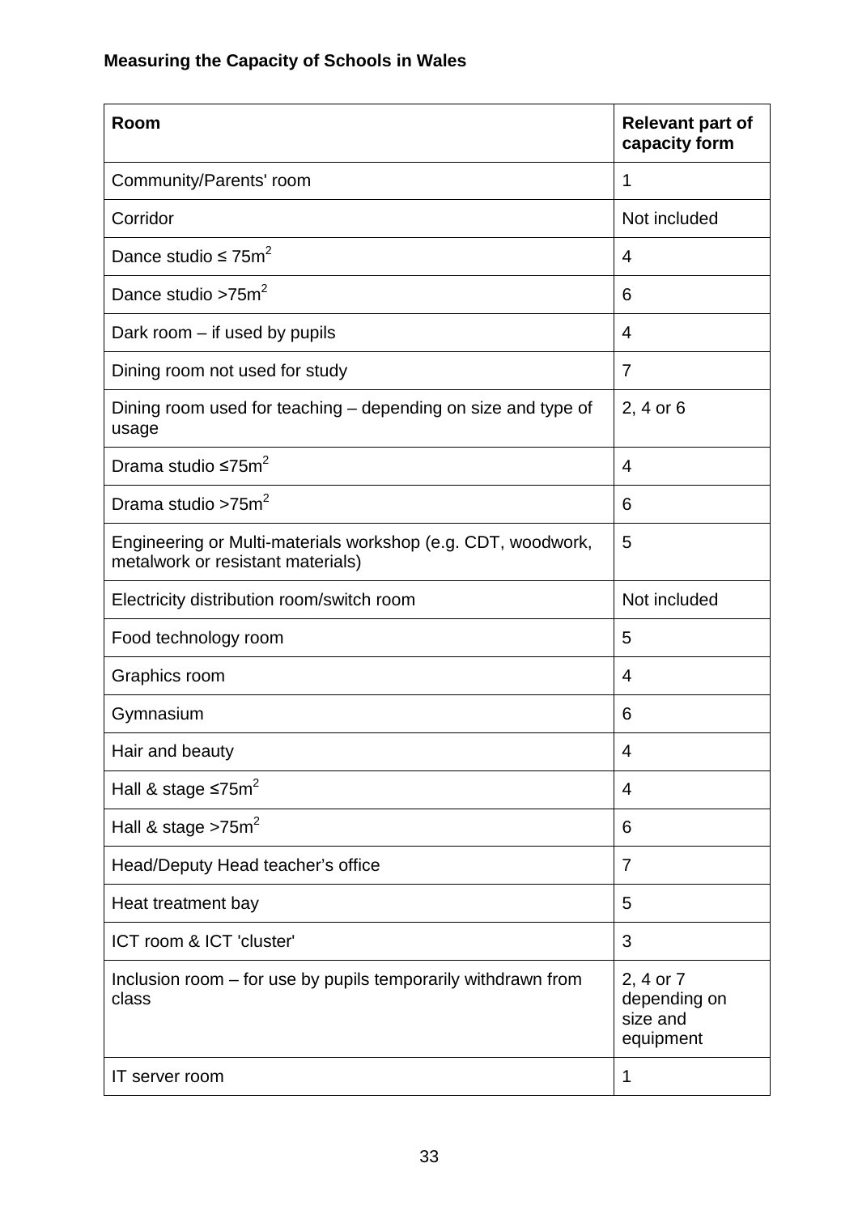**Measuring the Capacity of Schools in Wales**

| Room | Relevant part of capacity form |
|---|---|
| Community/Parents' room | 1 |
| Corridor | Not included |
| Dance studio ≤ $75m^2$ | 4 |
| Dance studio $>75m^2$ | 6 |
| Dark room – if used by pupils | 4 |
| Dining room not used for study | 7 |
| Dining room used for teaching – depending on size and type of usage | 2, 4 or 6 |
| Drama studio ≤$75m^2$ | 4 |
| Drama studio $>75m^2$ | 6 |
| Engineering or Multi-materials workshop (e.g. CDT, woodwork, metalwork or resistant materials) | 5 |
| Electricity distribution room/switch room | Not included |
| Food technology room | 5 |
| Graphics room | 4 |
| Gymnasium | 6 |
| Hair and beauty | 4 |
| Hall & stage ≤$75m^2$ | 4 |
| Hall & stage $>75m^2$ | 6 |
| Head/Deputy Head teacher's office | 7 |
| Heat treatment bay | 5 |
| ICT room & ICT 'cluster' | 3 |
| Inclusion room – for use by pupils temporarily withdrawn from class | 2, 4 or 7 depending on size and equipment |
| IT server room | 1 |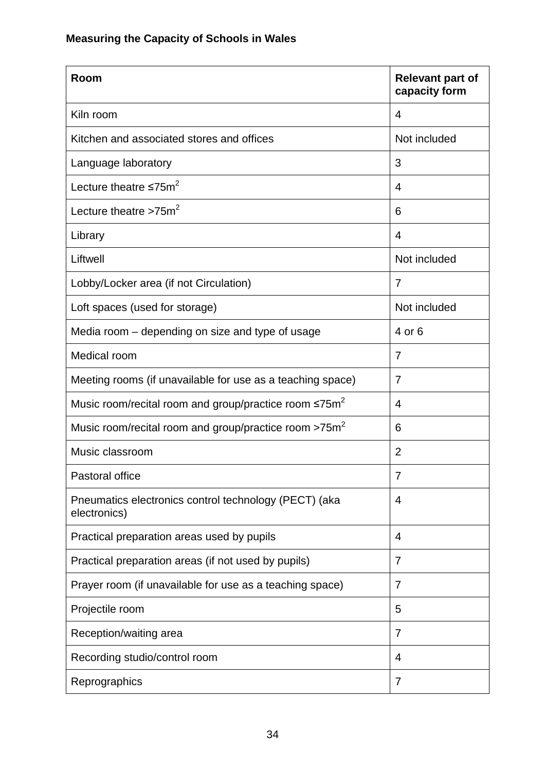**Measuring the Capacity of Schools in Wales**

| Room | Relevant part of capacity form |
|---|---|
| Kiln room | 4 |
| Kitchen and associated stores and offices | Not included |
| Language laboratory | 3 |
| Lecture theatre ≤75m$^2$ | 4 |
| Lecture theatre >75m$^2$ | 6 |
| Library | 4 |
| Liftwell | Not included |
| Lobby/Locker area (if not Circulation) | 7 |
| Loft spaces (used for storage) | Not included |
| Media room – depending on size and type of usage | 4 or 6 |
| Medical room | 7 |
| Meeting rooms (if unavailable for use as a teaching space) | 7 |
| Music room/recital room and group/practice room ≤75m$^2$ | 4 |
| Music room/recital room and group/practice room >75m$^2$ | 6 |
| Music classroom | 2 |
| Pastoral office | 7 |
| Pneumatics electronics control technology (PECT) (aka electronics) | 4 |
| Practical preparation areas used by pupils | 4 |
| Practical preparation areas (if not used by pupils) | 7 |
| Prayer room (if unavailable for use as a teaching space) | 7 |
| Projectile room | 5 |
| Reception/waiting area | 7 |
| Recording studio/control room | 4 |
| Reprographics | 7 |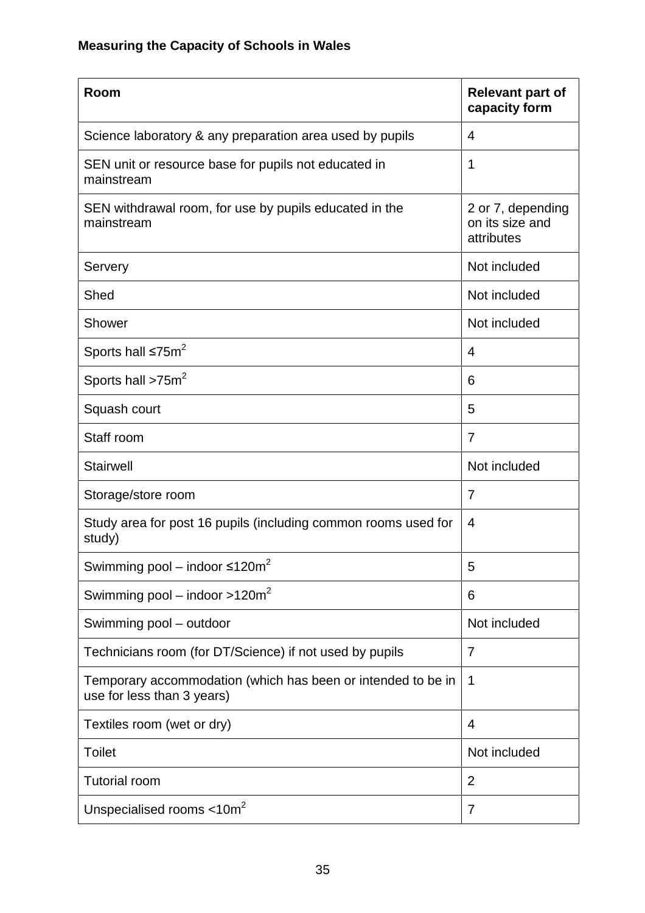**Measuring the Capacity of Schools in Wales**

| Room | Relevant part of capacity form |
|---|---|
| Science laboratory & any preparation area used by pupils | 4 |
| SEN unit or resource base for pupils not educated in mainstream | 1 |
| SEN withdrawal room, for use by pupils educated in the mainstream | 2 or 7, depending on its size and attributes |
| Servery | Not included |
| Shed | Not included |
| Shower | Not included |
| Sports hall ≤75m$^2$ | 4 |
| Sports hall >75m$^2$ | 6 |
| Squash court | 5 |
| Staff room | 7 |
| Stairwell | Not included |
| Storage/store room | 7 |
| Study area for post 16 pupils (including common rooms used for study) | 4 |
| Swimming pool – indoor ≤120m$^2$ | 5 |
| Swimming pool – indoor >120m$^2$ | 6 |
| Swimming pool – outdoor | Not included |
| Technicians room (for DT/Science) if not used by pupils | 7 |
| Temporary accommodation (which has been or intended to be in use for less than 3 years) | 1 |
| Textiles room (wet or dry) | 4 |
| Toilet | Not included |
| Tutorial room | 2 |
| Unspecialised rooms <10m$^2$ | 7 |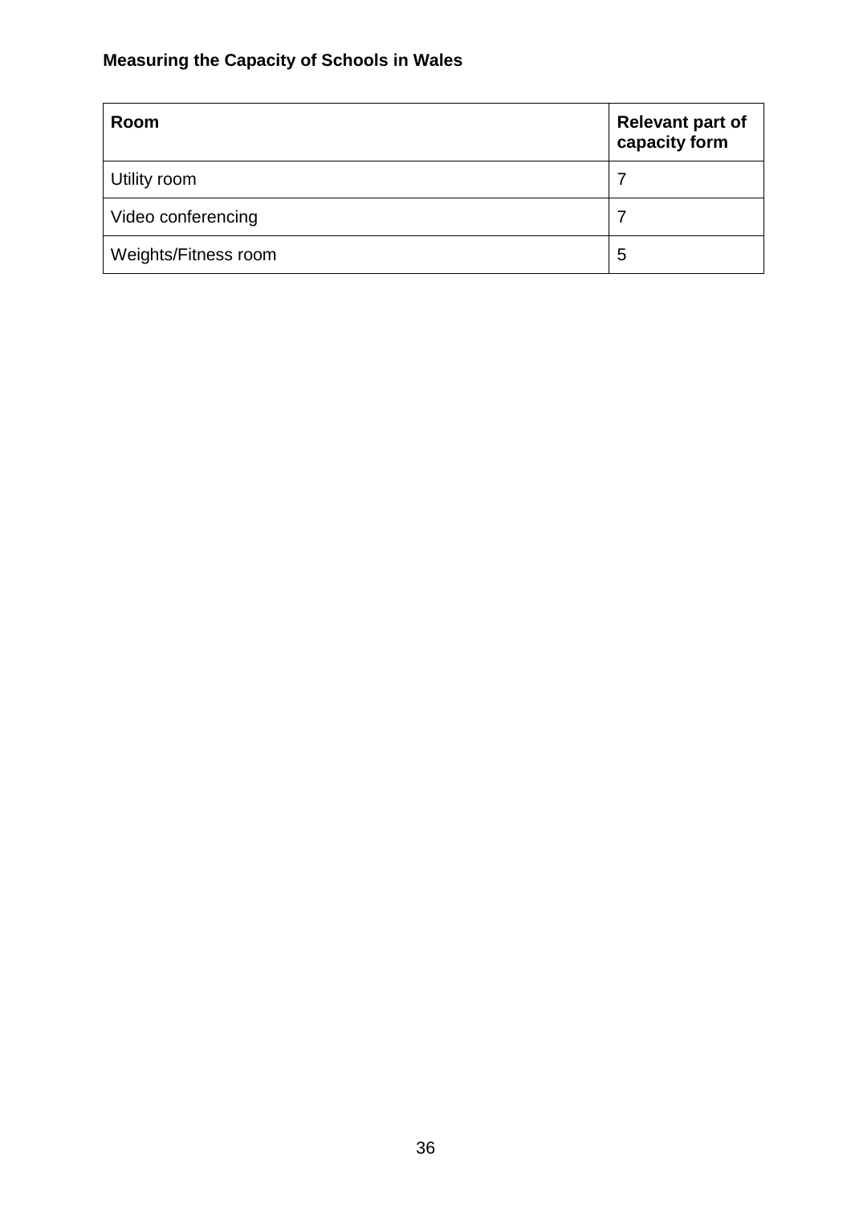| Room | Relevant part of capacity form |
|---|---|
| Utility room | 7 |
| Video conferencing | 7 |
| Weights/Fitness room | 5 |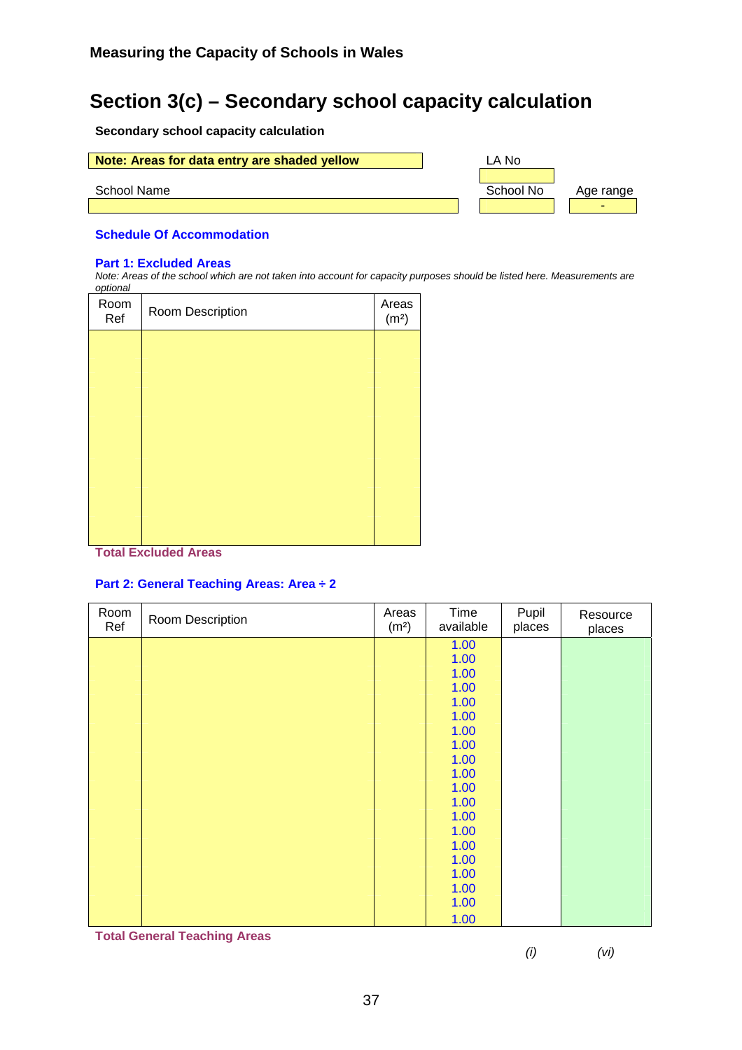# Section 3(c) – Secondary school capacity calculation

**Secondary school capacity calculation**

| **Note: Areas for data entry are shaded yellow** | LA No |
|---|---|
| | |

| School Name | School No | Age range |
|---|---|---|
| | | - |

## Schedule Of Accommodation

### Part 1: Excluded Areas

*Note: Areas of the school which are not taken into account for capacity purposes should be listed here. Measurements are optional*

| Room Ref | Room Description | Areas (m²) |
|---|---|---|
| | | |

**Total Excluded Areas**

### Part 2: General Teaching Areas: Area ÷ 2

| Room Ref | Room Description | Areas (m²) | Time available | Pupil places | Resource places |
|---|---|---|---|---|---|
| | | | 1.00 | | |
| | | | 1.00 | | |
| | | | 1.00 | | |
| | | | 1.00 | | |
| | | | 1.00 | | |
| | | | 1.00 | | |
| | | | 1.00 | | |
| | | | 1.00 | | |
| | | | 1.00 | | |
| | | | 1.00 | | |
| | | | 1.00 | | |
| | | | 1.00 | | |
| | | | 1.00 | | |
| | | | 1.00 | | |
| | | | 1.00 | | |
| | | | 1.00 | | |
| | | | 1.00 | | |
| | | | 1.00 | | |
| | | | 1.00 | | |
| | | | 1.00 | | |
| **Total General Teaching Areas** | | | | *(i)* | *(vi)* |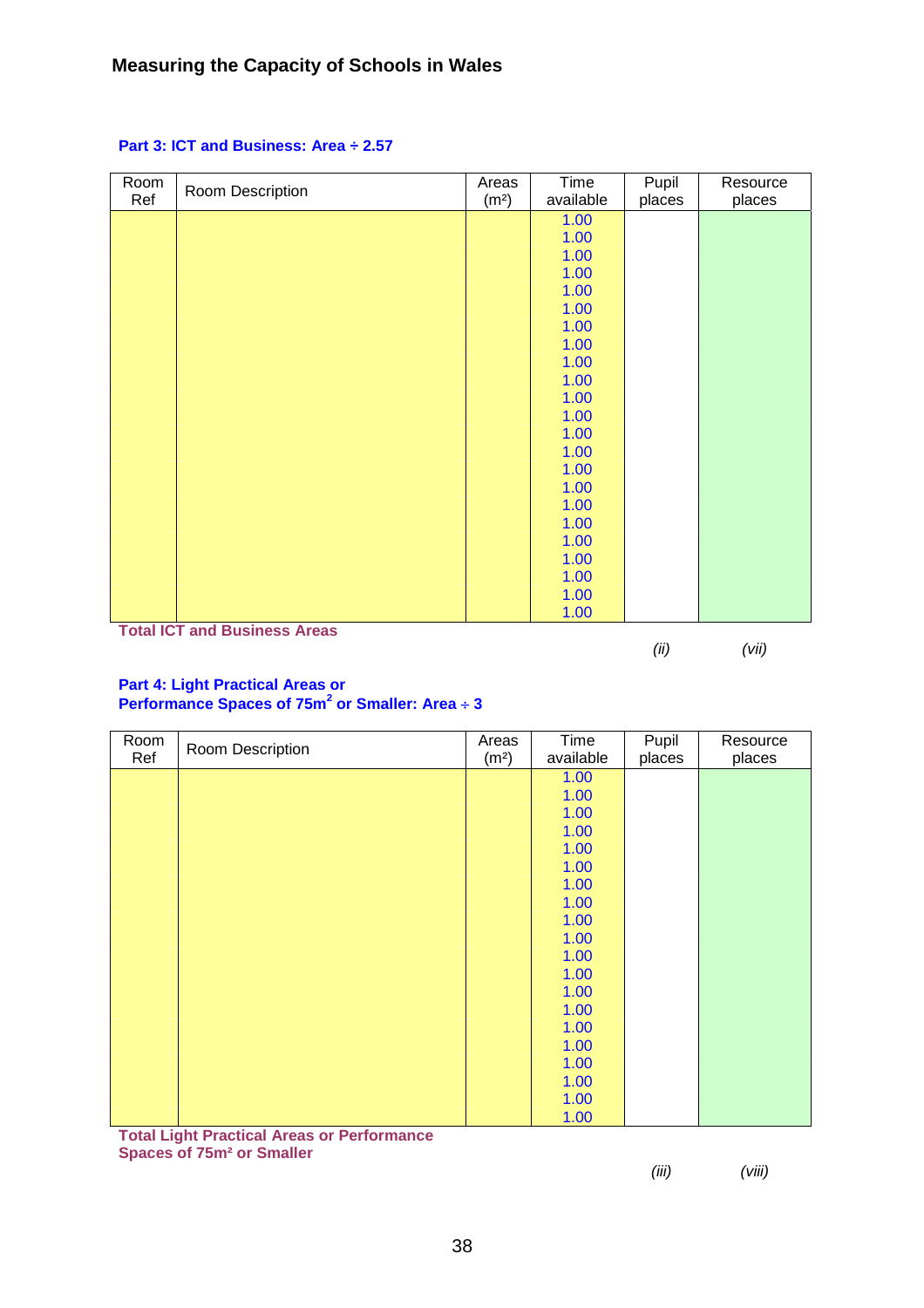## Part 3: ICT and Business: Area ÷ 2.57

| Room Ref | Room Description | Areas (m²) | Time available | Pupil places | Resource places |
|---|---|---|---|---|---|
| | | | 1.00 | | |
| | | | 1.00 | | |
| | | | 1.00 | | |
| | | | 1.00 | | |
| | | | 1.00 | | |
| | | | 1.00 | | |
| | | | 1.00 | | |
| | | | 1.00 | | |
| | | | 1.00 | | |
| | | | 1.00 | | |
| | | | 1.00 | | |
| | | | 1.00 | | |
| | | | 1.00 | | |
| | | | 1.00 | | |
| | | | 1.00 | | |
| | | | 1.00 | | |
| | | | 1.00 | | |
| | | | 1.00 | | |
| | | | 1.00 | | |
| | | | 1.00 | | |
| | | | 1.00 | | |
| | | | 1.00 | | |
| | | | 1.00 | | |
| **Total ICT and Business Areas** | | | | *(ii)* | *(vii)* |

## Part 4: Light Practical Areas or Performance Spaces of 75m² or Smaller: Area ÷ 3

| Room Ref | Room Description | Areas (m²) | Time available | Pupil places | Resource places |
|---|---|---|---|---|---|
| | | | 1.00 | | |
| | | | 1.00 | | |
| | | | 1.00 | | |
| | | | 1.00 | | |
| | | | 1.00 | | |
| | | | 1.00 | | |
| | | | 1.00 | | |
| | | | 1.00 | | |
| | | | 1.00 | | |
| | | | 1.00 | | |
| | | | 1.00 | | |
| | | | 1.00 | | |
| | | | 1.00 | | |
| | | | 1.00 | | |
| | | | 1.00 | | |
| | | | 1.00 | | |
| | | | 1.00 | | |
| | | | 1.00 | | |
| | | | 1.00 | | |
| | | | 1.00 | | |
| **Total Light Practical Areas or Performance Spaces of 75m² or Smaller** | | | | *(iii)* | *(viii)* |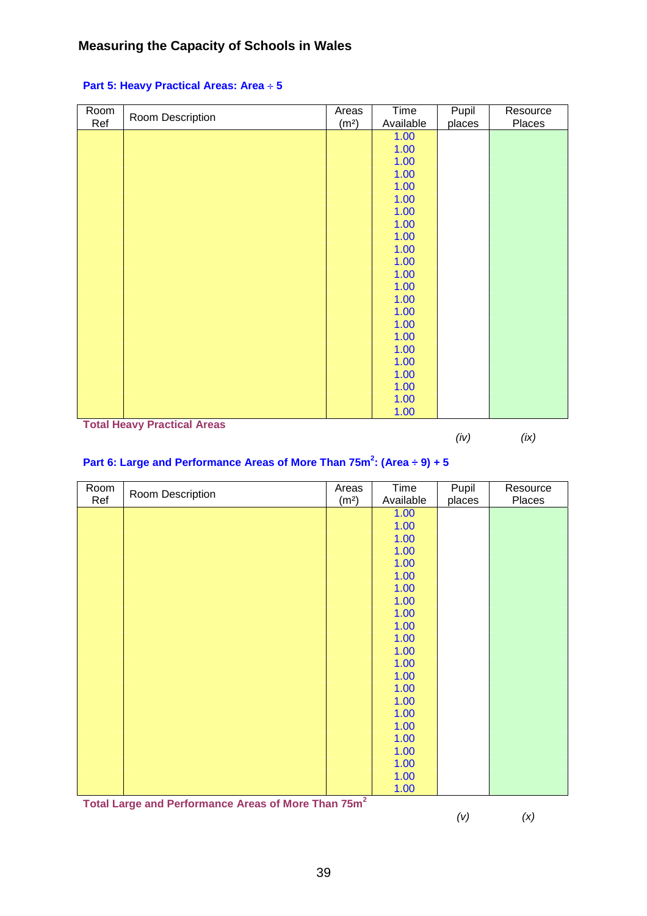## Measuring the Capacity of Schools in Wales

### Part 5: Heavy Practical Areas: Area ÷ 5

| Room Ref | Room Description | Areas (m²) | Time Available | Pupil places | Resource Places |
|---|---|---|---|---|---|
| | | | 1.00 | | |
| | | | 1.00 | | |
| | | | 1.00 | | |
| | | | 1.00 | | |
| | | | 1.00 | | |
| | | | 1.00 | | |
| | | | 1.00 | | |
| | | | 1.00 | | |
| | | | 1.00 | | |
| | | | 1.00 | | |
| | | | 1.00 | | |
| | | | 1.00 | | |
| | | | 1.00 | | |
| | | | 1.00 | | |
| | | | 1.00 | | |
| | | | 1.00 | | |
| | | | 1.00 | | |
| | | | 1.00 | | |
| | | | 1.00 | | |
| | | | 1.00 | | |
| | | | 1.00 | | |
| | | | 1.00 | | |
| | | | 1.00 | | |
| **Total Heavy Practical Areas** | | | | *(iv)* | *(ix)* |

### Part 6: Large and Performance Areas of More Than 75m²: (Area ÷ 9) + 5

| Room Ref | Room Description | Areas (m²) | Time Available | Pupil places | Resource Places |
|---|---|---|---|---|---|
| | | | 1.00 | | |
| | | | 1.00 | | |
| | | | 1.00 | | |
| | | | 1.00 | | |
| | | | 1.00 | | |
| | | | 1.00 | | |
| | | | 1.00 | | |
| | | | 1.00 | | |
| | | | 1.00 | | |
| | | | 1.00 | | |
| | | | 1.00 | | |
| | | | 1.00 | | |
| | | | 1.00 | | |
| | | | 1.00 | | |
| | | | 1.00 | | |
| | | | 1.00 | | |
| | | | 1.00 | | |
| | | | 1.00 | | |
| | | | 1.00 | | |
| | | | 1.00 | | |
| | | | 1.00 | | |
| | | | 1.00 | | |
| | | | 1.00 | | |
| **Total Large and Performance Areas of More Than 75m²** | | | | *(v)* | *(x)* |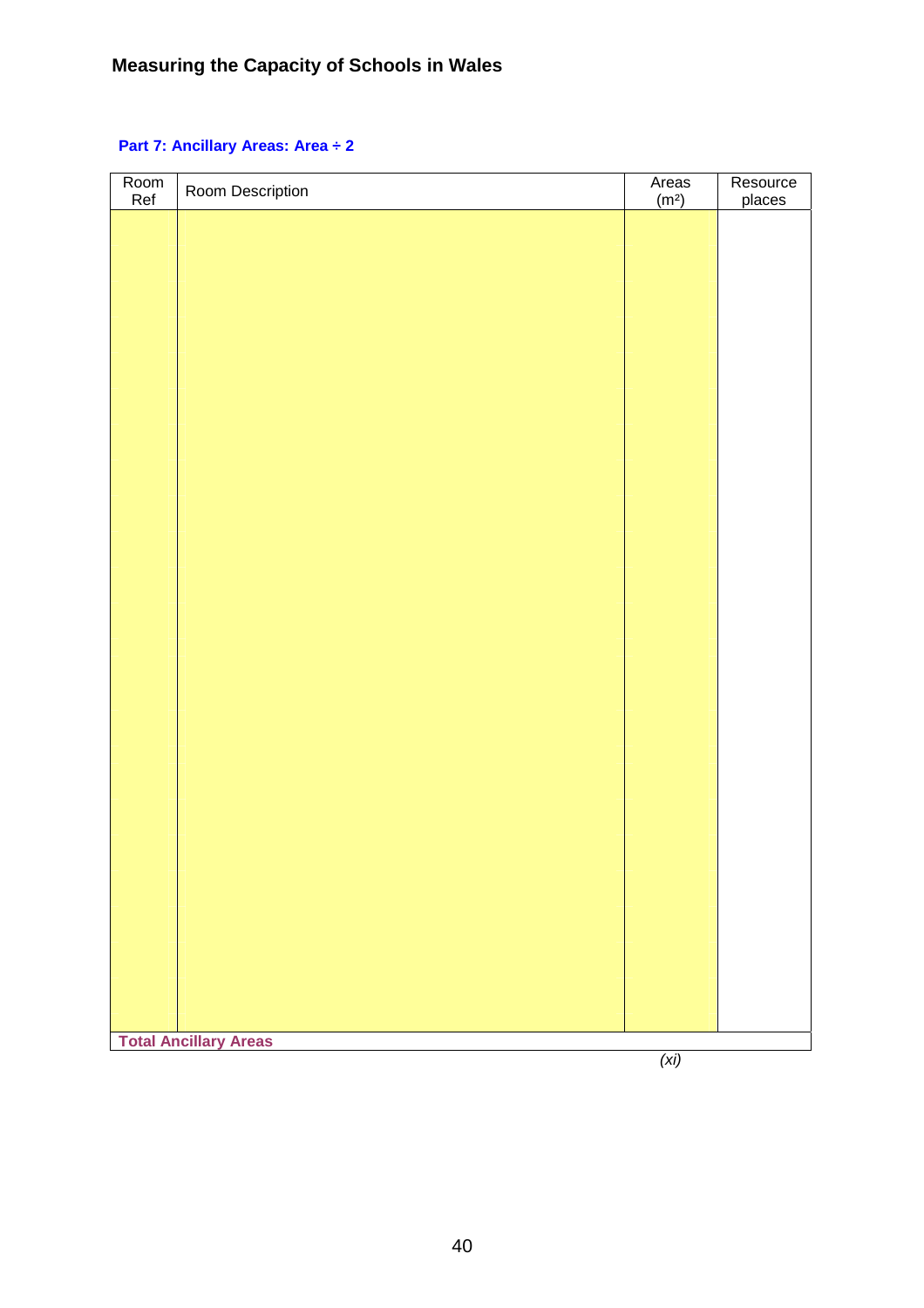### Part 7: Ancillary Areas: Area ÷ 2

| Room Ref | Room Description | Areas (m²) | Resource places |
|---|---|---|---|
| | | | |
| **Total Ancillary Areas** | | | |
| | | *(xi)* | |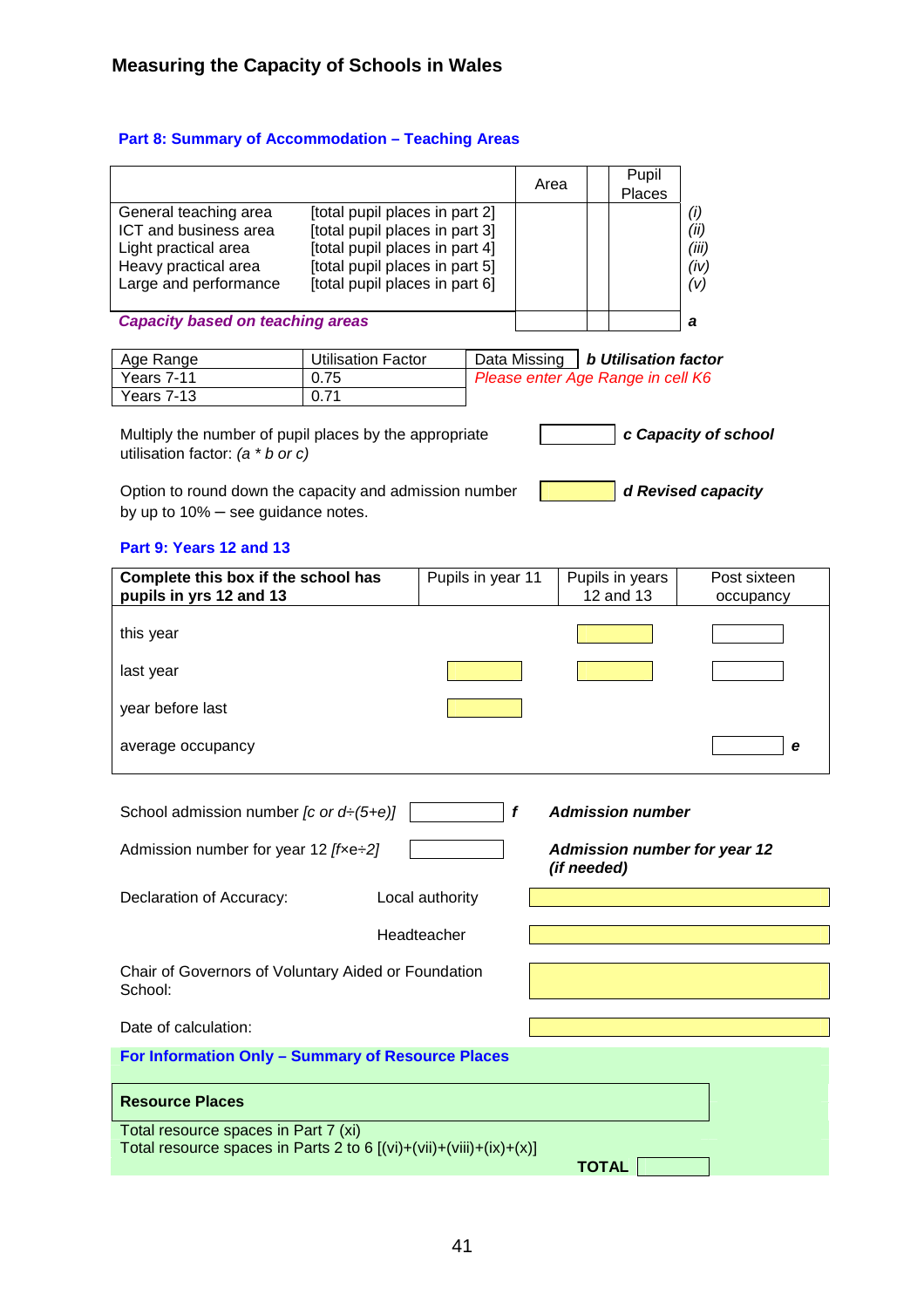## Measuring the Capacity of Schools in Wales

### Part 8: Summary of Accommodation – Teaching Areas

| | | Area | | Pupil Places | |
|---|---|---|---|---|---|
| General teaching area | [total pupil places in part 2] | | | | *(i)* |
| ICT and business area | [total pupil places in part 3] | | | | *(ii)* |
| Light practical area | [total pupil places in part 4] | | | | *(iii)* |
| Heavy practical area | [total pupil places in part 5] | | | | *(iv)* |
| Large and performance | [total pupil places in part 6] | | | | *(v)* |
| ***Capacity based on teaching areas*** | | | | | ***a*** |

| Age Range | Utilisation Factor |
|---|---|
| Years 7-11 | 0.75 |
| Years 7-13 | 0.71 |

Data Missing — ***b Utilisation factor***

*Please enter Age Range in cell K6*

Multiply the number of pupil places by the appropriate utilisation factor: *(a \* b or c)* — ***c Capacity of school***

Option to round down the capacity and admission number by up to 10% – see guidance notes. — ***d Revised capacity***

### Part 9: Years 12 and 13

| **Complete this box if the school has pupils in yrs 12 and 13** | Pupils in year 11 | Pupils in years 12 and 13 | Post sixteen occupancy | |
|---|---|---|---|---|
| this year | | | | |
| last year | | | | |
| year before last | | | | |
| average occupancy | | | | ***e*** |

School admission number *[c or d÷(5+e)]* — ***f*** — ***Admission number***

Admission number for year 12 *[f×e÷2]* — ***Admission number for year 12 (if needed)***

Declaration of Accuracy: Local authority

Headteacher

Chair of Governors of Voluntary Aided or Foundation School:

Date of calculation:

### For Information Only – Summary of Resource Places

| **Resource Places** |
|---|
| Total resource spaces in Part 7 (xi) |
| Total resource spaces in Parts 2 to 6 [(vi)+(vii)+(viii)+(ix)+(x)] |

**TOTAL**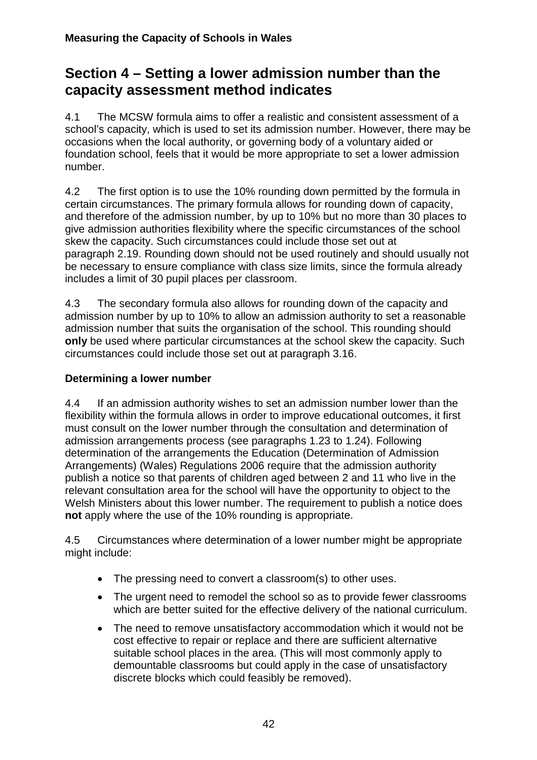# Section 4 – Setting a lower admission number than the capacity assessment method indicates

4.1 The MCSW formula aims to offer a realistic and consistent assessment of a school's capacity, which is used to set its admission number. However, there may be occasions when the local authority, or governing body of a voluntary aided or foundation school, feels that it would be more appropriate to set a lower admission number.

4.2 The first option is to use the 10% rounding down permitted by the formula in certain circumstances. The primary formula allows for rounding down of capacity, and therefore of the admission number, by up to 10% but no more than 30 places to give admission authorities flexibility where the specific circumstances of the school skew the capacity. Such circumstances could include those set out at paragraph 2.19. Rounding down should not be used routinely and should usually not be necessary to ensure compliance with class size limits, since the formula already includes a limit of 30 pupil places per classroom.

4.3 The secondary formula also allows for rounding down of the capacity and admission number by up to 10% to allow an admission authority to set a reasonable admission number that suits the organisation of the school. This rounding should **only** be used where particular circumstances at the school skew the capacity. Such circumstances could include those set out at paragraph 3.16.

### Determining a lower number

4.4 If an admission authority wishes to set an admission number lower than the flexibility within the formula allows in order to improve educational outcomes, it first must consult on the lower number through the consultation and determination of admission arrangements process (see paragraphs 1.23 to 1.24). Following determination of the arrangements the Education (Determination of Admission Arrangements) (Wales) Regulations 2006 require that the admission authority publish a notice so that parents of children aged between 2 and 11 who live in the relevant consultation area for the school will have the opportunity to object to the Welsh Ministers about this lower number. The requirement to publish a notice does **not** apply where the use of the 10% rounding is appropriate.

4.5 Circumstances where determination of a lower number might be appropriate might include:

- The pressing need to convert a classroom(s) to other uses.
- The urgent need to remodel the school so as to provide fewer classrooms which are better suited for the effective delivery of the national curriculum.
- The need to remove unsatisfactory accommodation which it would not be cost effective to repair or replace and there are sufficient alternative suitable school places in the area. (This will most commonly apply to demountable classrooms but could apply in the case of unsatisfactory discrete blocks which could feasibly be removed).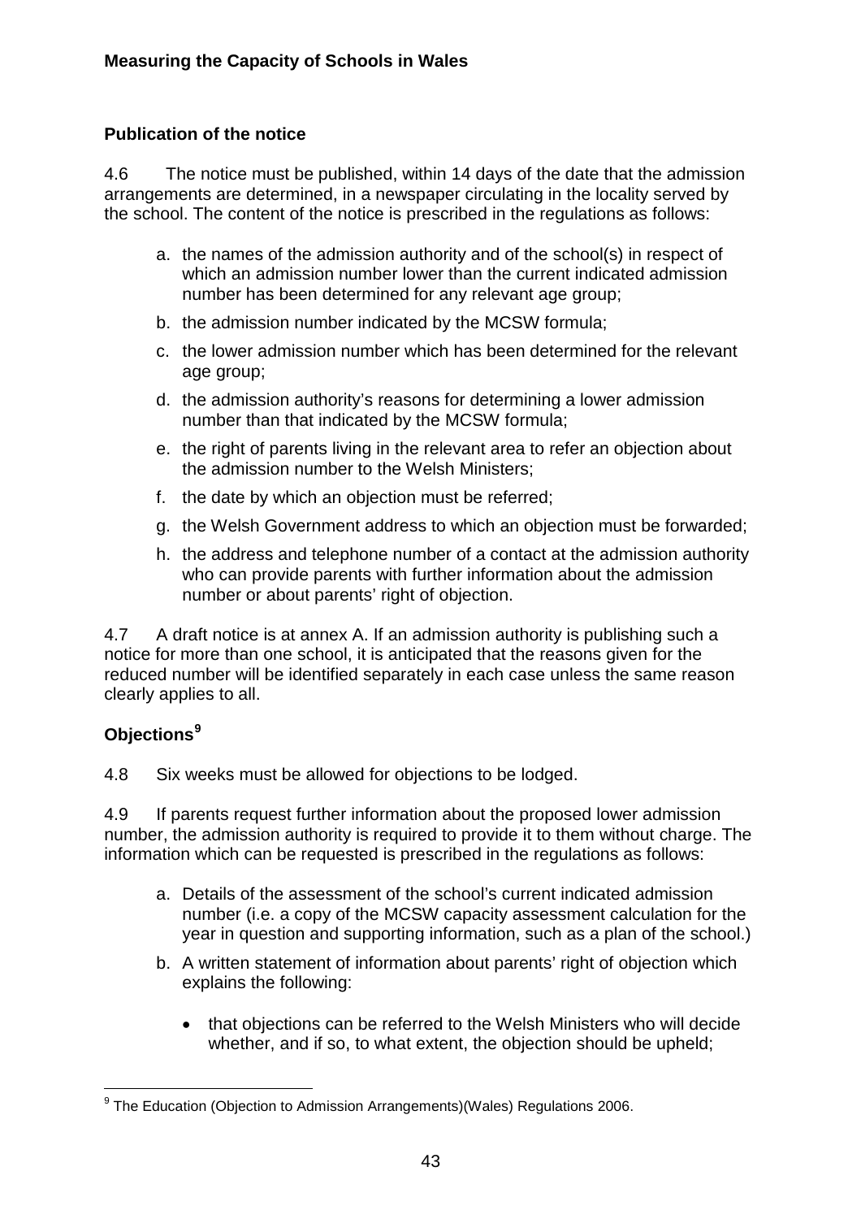## Publication of the notice

4.6 The notice must be published, within 14 days of the date that the admission arrangements are determined, in a newspaper circulating in the locality served by the school. The content of the notice is prescribed in the regulations as follows:

a. the names of the admission authority and of the school(s) in respect of which an admission number lower than the current indicated admission number has been determined for any relevant age group;

b. the admission number indicated by the MCSW formula;

c. the lower admission number which has been determined for the relevant age group;

d. the admission authority's reasons for determining a lower admission number than that indicated by the MCSW formula;

e. the right of parents living in the relevant area to refer an objection about the admission number to the Welsh Ministers;

f. the date by which an objection must be referred;

g. the Welsh Government address to which an objection must be forwarded;

h. the address and telephone number of a contact at the admission authority who can provide parents with further information about the admission number or about parents' right of objection.

4.7 A draft notice is at annex A. If an admission authority is publishing such a notice for more than one school, it is anticipated that the reasons given for the reduced number will be identified separately in each case unless the same reason clearly applies to all.

## Objections[9]

4.8 Six weeks must be allowed for objections to be lodged.

4.9 If parents request further information about the proposed lower admission number, the admission authority is required to provide it to them without charge. The information which can be requested is prescribed in the regulations as follows:

a. Details of the assessment of the school's current indicated admission number (i.e. a copy of the MCSW capacity assessment calculation for the year in question and supporting information, such as a plan of the school.)

b. A written statement of information about parents' right of objection which explains the following:

- that objections can be referred to the Welsh Ministers who will decide whether, and if so, to what extent, the objection should be upheld;

[9] The Education (Objection to Admission Arrangements)(Wales) Regulations 2006.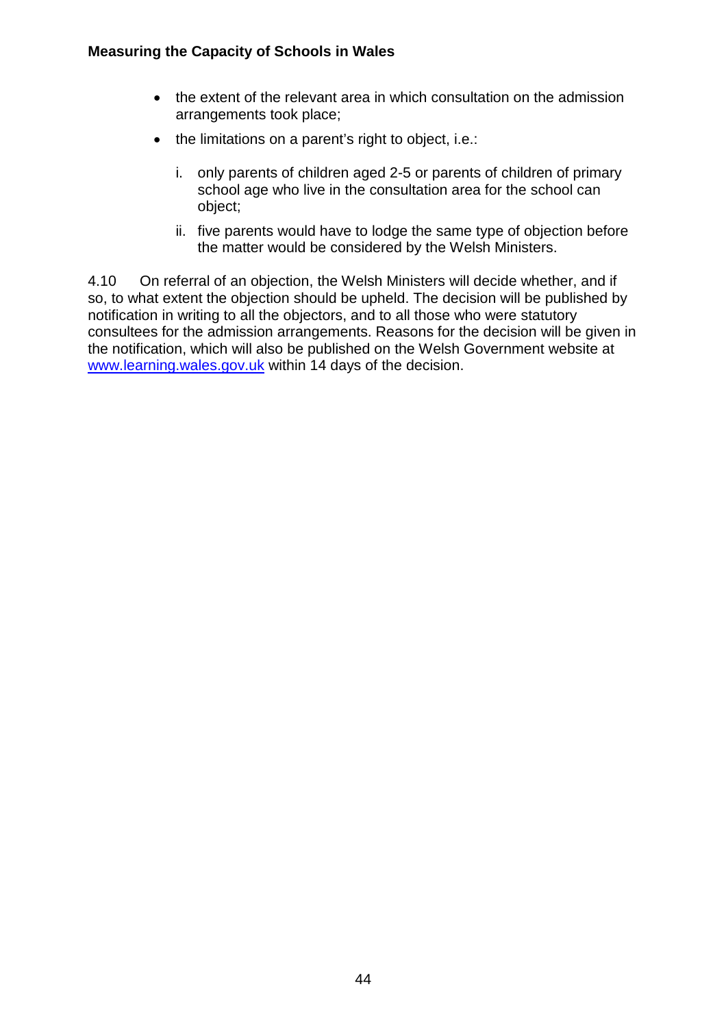- the extent of the relevant area in which consultation on the admission arrangements took place;
- the limitations on a parent's right to object, i.e.:
    i. only parents of children aged 2-5 or parents of children of primary school age who live in the consultation area for the school can object;
    ii. five parents would have to lodge the same type of objection before the matter would be considered by the Welsh Ministers.

4.10 On referral of an objection, the Welsh Ministers will decide whether, and if so, to what extent the objection should be upheld. The decision will be published by notification in writing to all the objectors, and to all those who were statutory consultees for the admission arrangements. Reasons for the decision will be given in the notification, which will also be published on the Welsh Government website at [www.learning.wales.gov.uk](http://www.learning.wales.gov.uk) within 14 days of the decision.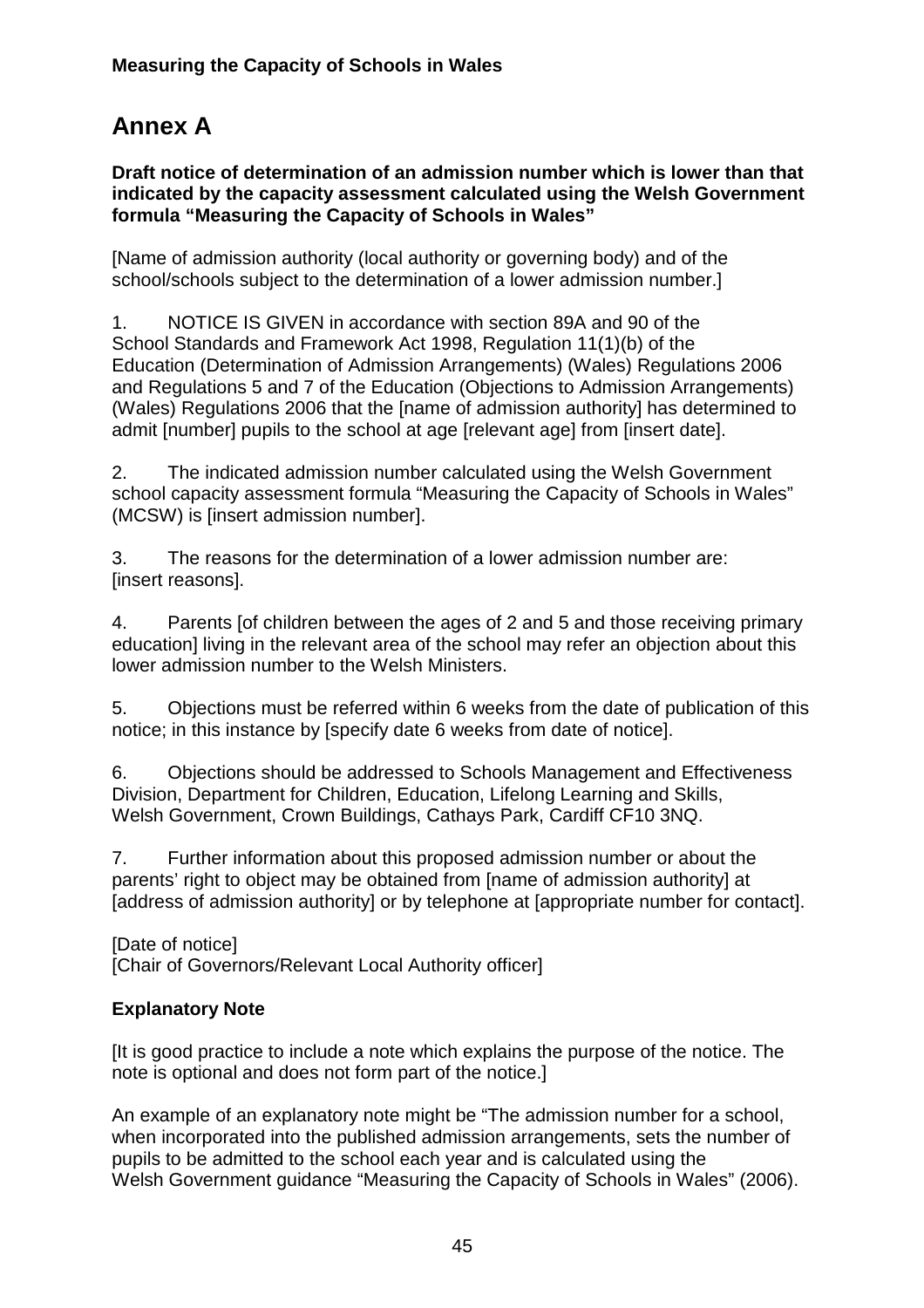# Annex A

**Draft notice of determination of an admission number which is lower than that indicated by the capacity assessment calculated using the Welsh Government formula "Measuring the Capacity of Schools in Wales"**

[Name of admission authority (local authority or governing body) and of the school/schools subject to the determination of a lower admission number.]

1. NOTICE IS GIVEN in accordance with section 89A and 90 of the School Standards and Framework Act 1998, Regulation 11(1)(b) of the Education (Determination of Admission Arrangements) (Wales) Regulations 2006 and Regulations 5 and 7 of the Education (Objections to Admission Arrangements) (Wales) Regulations 2006 that the [name of admission authority] has determined to admit [number] pupils to the school at age [relevant age] from [insert date].

2. The indicated admission number calculated using the Welsh Government school capacity assessment formula "Measuring the Capacity of Schools in Wales" (MCSW) is [insert admission number].

3. The reasons for the determination of a lower admission number are: [insert reasons].

4. Parents [of children between the ages of 2 and 5 and those receiving primary education] living in the relevant area of the school may refer an objection about this lower admission number to the Welsh Ministers.

5. Objections must be referred within 6 weeks from the date of publication of this notice; in this instance by [specify date 6 weeks from date of notice].

6. Objections should be addressed to Schools Management and Effectiveness Division, Department for Children, Education, Lifelong Learning and Skills, Welsh Government, Crown Buildings, Cathays Park, Cardiff CF10 3NQ.

7. Further information about this proposed admission number or about the parents' right to object may be obtained from [name of admission authority] at [address of admission authority] or by telephone at [appropriate number for contact].

[Date of notice]
[Chair of Governors/Relevant Local Authority officer]

**Explanatory Note**

[It is good practice to include a note which explains the purpose of the notice. The note is optional and does not form part of the notice.]

An example of an explanatory note might be "The admission number for a school, when incorporated into the published admission arrangements, sets the number of pupils to be admitted to the school each year and is calculated using the Welsh Government guidance "Measuring the Capacity of Schools in Wales" (2006).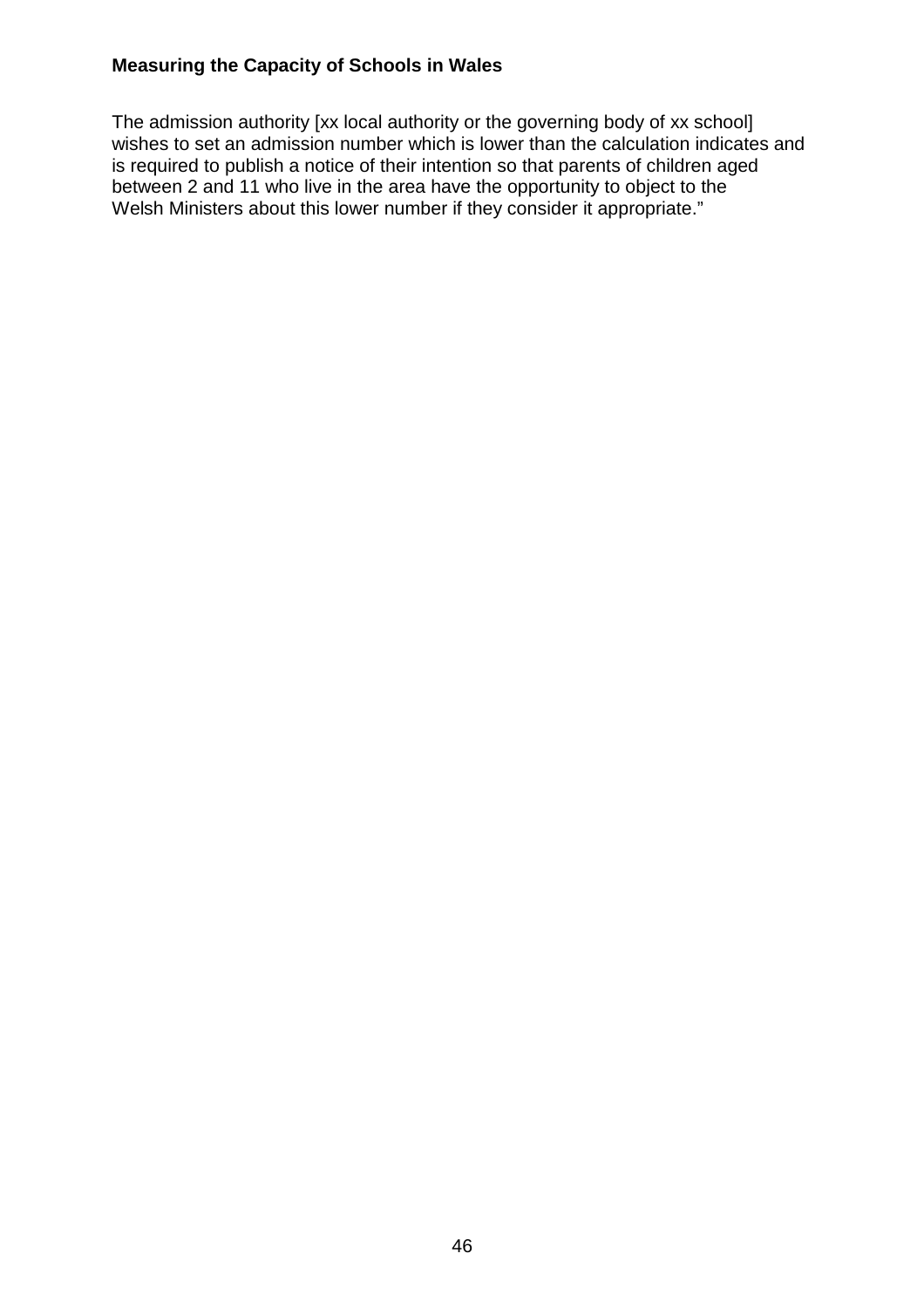**Measuring the Capacity of Schools in Wales**

The admission authority [xx local authority or the governing body of xx school] wishes to set an admission number which is lower than the calculation indicates and is required to publish a notice of their intention so that parents of children aged between 2 and 11 who live in the area have the opportunity to object to the Welsh Ministers about this lower number if they consider it appropriate."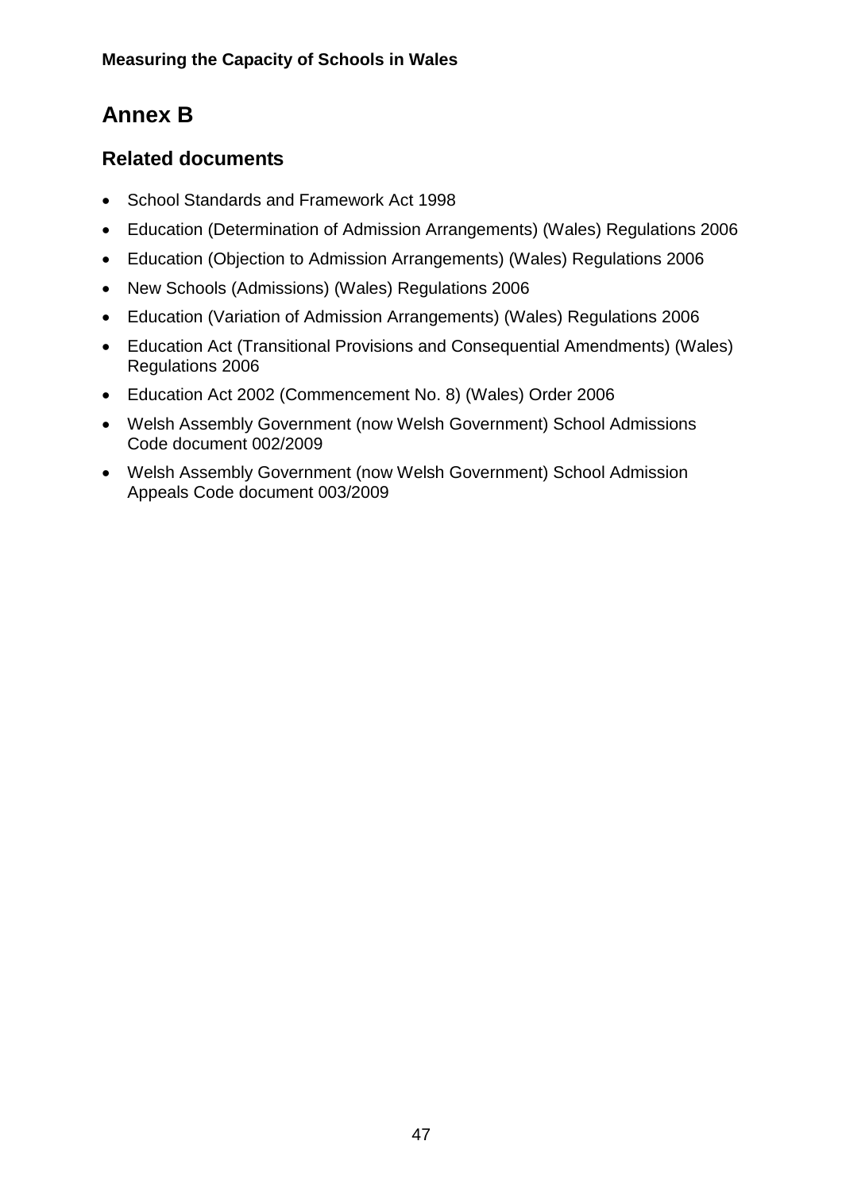# Annex B

## Related documents

- School Standards and Framework Act 1998
- Education (Determination of Admission Arrangements) (Wales) Regulations 2006
- Education (Objection to Admission Arrangements) (Wales) Regulations 2006
- New Schools (Admissions) (Wales) Regulations 2006
- Education (Variation of Admission Arrangements) (Wales) Regulations 2006
- Education Act (Transitional Provisions and Consequential Amendments) (Wales) Regulations 2006
- Education Act 2002 (Commencement No. 8) (Wales) Order 2006
- Welsh Assembly Government (now Welsh Government) School Admissions Code document 002/2009
- Welsh Assembly Government (now Welsh Government) School Admission Appeals Code document 003/2009